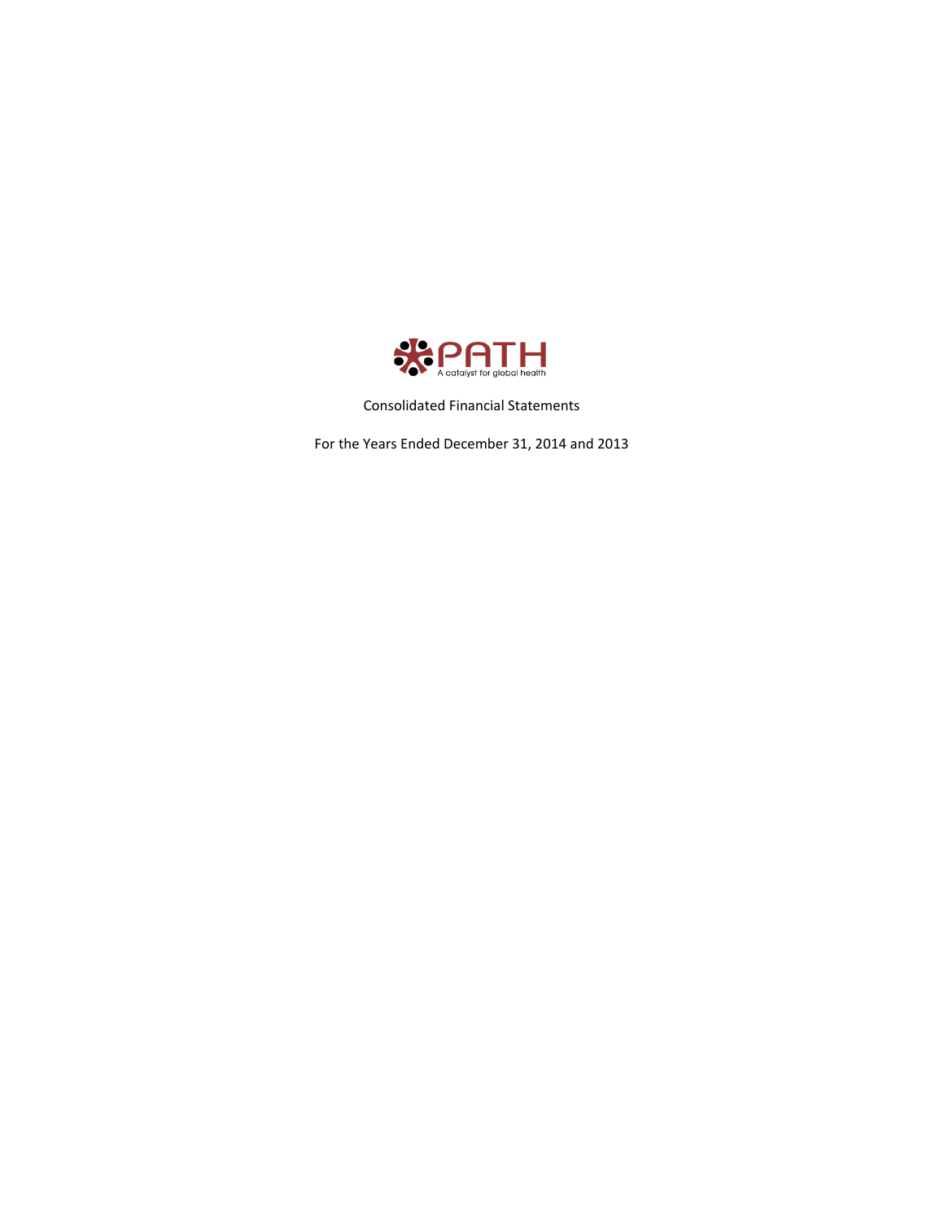PATH

A catalyst for global health

Consolidated Financial Statements

For the Years Ended December 31, 2014 and 2013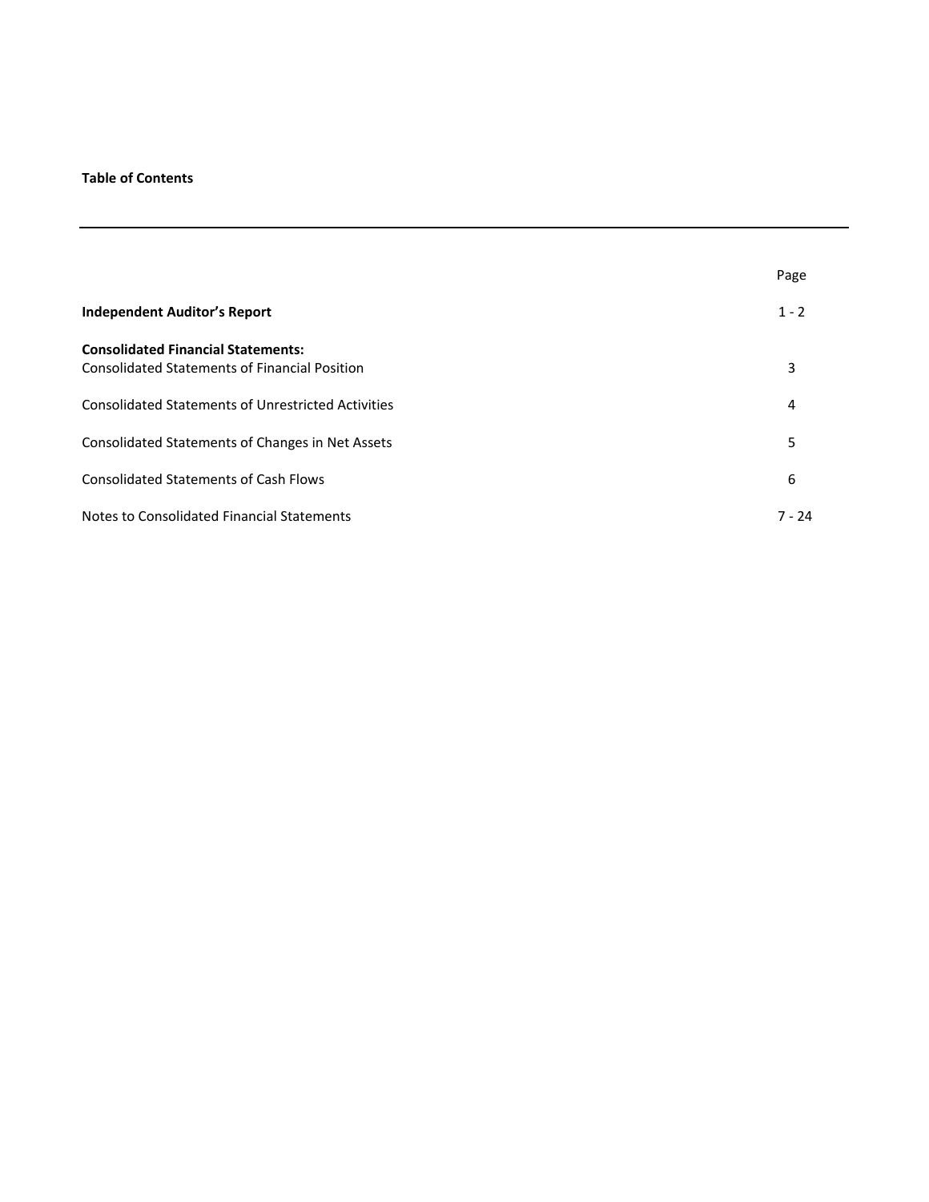**Table of Contents**

| | Page |
|---|---|
| **Independent Auditor's Report** | 1 - 2 |
| **Consolidated Financial Statements:** | |
| Consolidated Statements of Financial Position | 3 |
| Consolidated Statements of Unrestricted Activities | 4 |
| Consolidated Statements of Changes in Net Assets | 5 |
| Consolidated Statements of Cash Flows | 6 |
| Notes to Consolidated Financial Statements | 7 - 24 |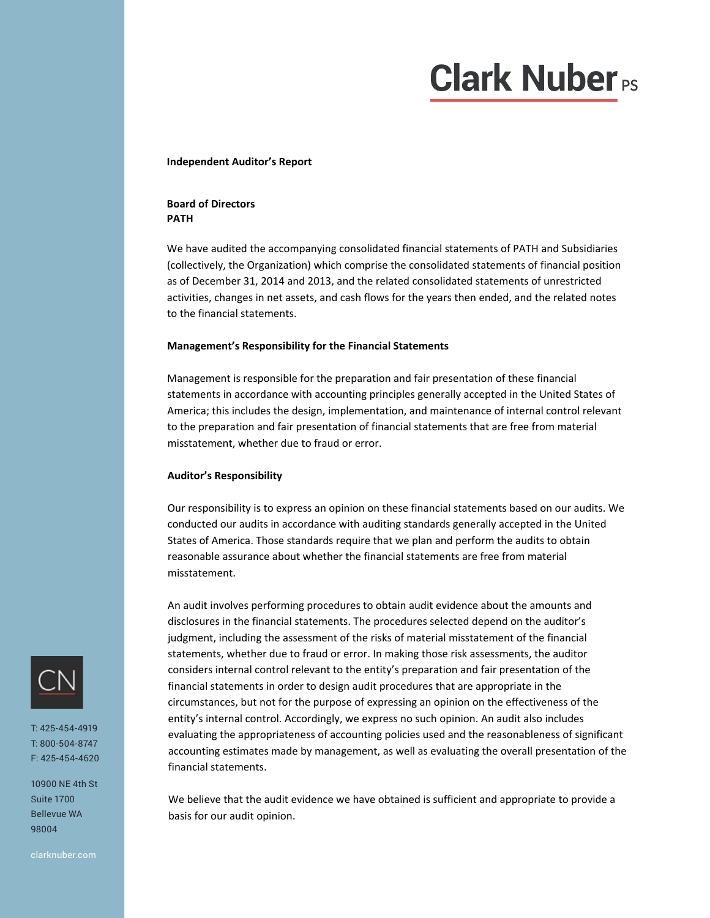# Clark Nuber PS

**Independent Auditor's Report**

**Board of Directors**
**PATH**

We have audited the accompanying consolidated financial statements of PATH and Subsidiaries (collectively, the Organization) which comprise the consolidated statements of financial position as of December 31, 2014 and 2013, and the related consolidated statements of unrestricted activities, changes in net assets, and cash flows for the years then ended, and the related notes to the financial statements.

**Management's Responsibility for the Financial Statements**

Management is responsible for the preparation and fair presentation of these financial statements in accordance with accounting principles generally accepted in the United States of America; this includes the design, implementation, and maintenance of internal control relevant to the preparation and fair presentation of financial statements that are free from material misstatement, whether due to fraud or error.

**Auditor's Responsibility**

Our responsibility is to express an opinion on these financial statements based on our audits. We conducted our audits in accordance with auditing standards generally accepted in the United States of America. Those standards require that we plan and perform the audits to obtain reasonable assurance about whether the financial statements are free from material misstatement.

An audit involves performing procedures to obtain audit evidence about the amounts and disclosures in the financial statements. The procedures selected depend on the auditor's judgment, including the assessment of the risks of material misstatement of the financial statements, whether due to fraud or error. In making those risk assessments, the auditor considers internal control relevant to the entity's preparation and fair presentation of the financial statements in order to design audit procedures that are appropriate in the circumstances, but not for the purpose of expressing an opinion on the effectiveness of the entity's internal control. Accordingly, we express no such opinion. An audit also includes evaluating the appropriateness of accounting policies used and the reasonableness of significant accounting estimates made by management, as well as evaluating the overall presentation of the financial statements.

We believe that the audit evidence we have obtained is sufficient and appropriate to provide a basis for our audit opinion.

CN

T: 425-454-4919
T: 800-504-8747
F: 425-454-4620

10900 NE 4th St
Suite 1700
Bellevue WA
98004

clarknuber.com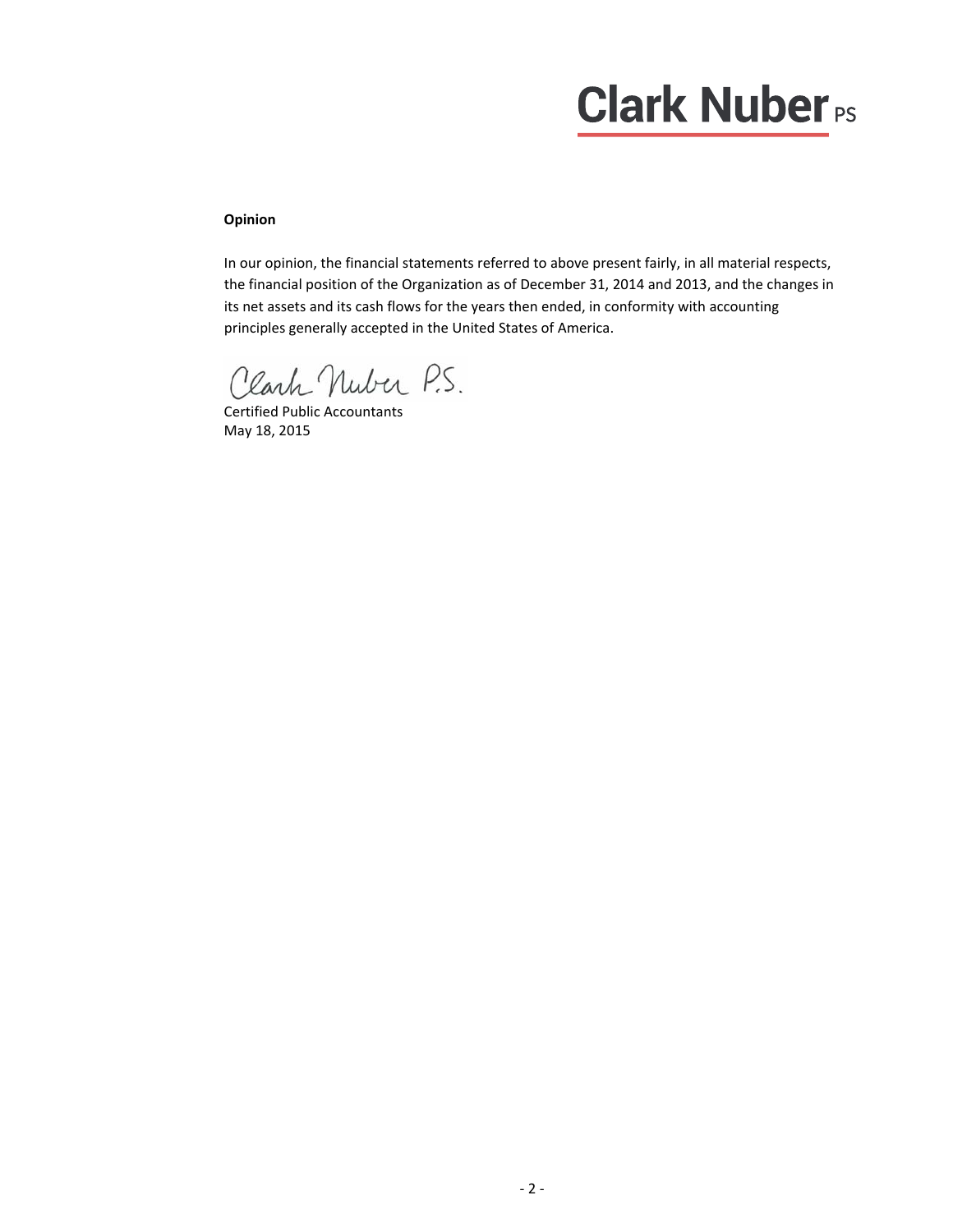**Clark Nuber PS**

**Opinion**

In our opinion, the financial statements referred to above present fairly, in all material respects, the financial position of the Organization as of December 31, 2014 and 2013, and the changes in its net assets and its cash flows for the years then ended, in conformity with accounting principles generally accepted in the United States of America.

Clark Nuber P.S.

Certified Public Accountants
May 18, 2015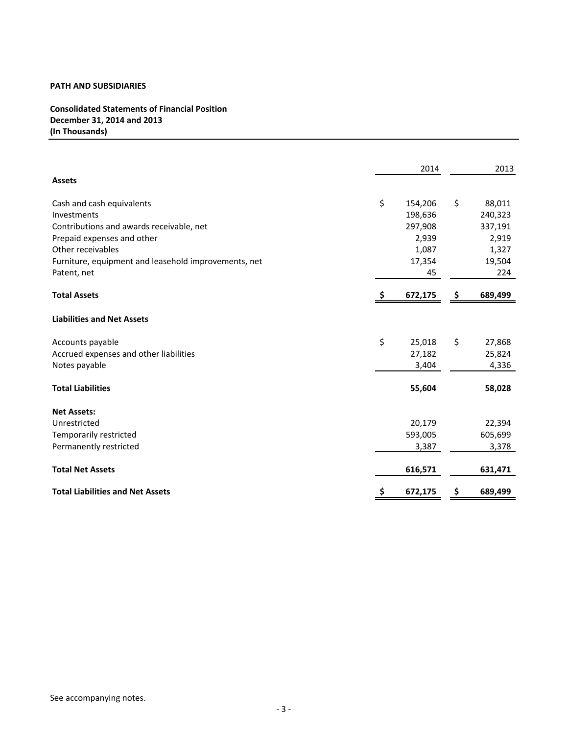**PATH AND SUBSIDIARIES**

**Consolidated Statements of Financial Position**
**December 31, 2014 and 2013**
**(In Thousands)**

| | 2014 | 2013 |
|---|---|---|
| **Assets** | | |
| Cash and cash equivalents | $ 154,206 | $ 88,011 |
| Investments | 198,636 | 240,323 |
| Contributions and awards receivable, net | 297,908 | 337,191 |
| Prepaid expenses and other | 2,939 | 2,919 |
| Other receivables | 1,087 | 1,327 |
| Furniture, equipment and leasehold improvements, net | 17,354 | 19,504 |
| Patent, net | 45 | 224 |
| **Total Assets** | **$ 672,175** | **$ 689,499** |
| **Liabilities and Net Assets** | | |
| Accounts payable | $ 25,018 | $ 27,868 |
| Accrued expenses and other liabilities | 27,182 | 25,824 |
| Notes payable | 3,404 | 4,336 |
| **Total Liabilities** | **55,604** | **58,028** |
| **Net Assets:** | | |
| Unrestricted | 20,179 | 22,394 |
| Temporarily restricted | 593,005 | 605,699 |
| Permanently restricted | 3,387 | 3,378 |
| **Total Net Assets** | **616,571** | **631,471** |
| **Total Liabilities and Net Assets** | **$ 672,175** | **$ 689,499** |

See accompanying notes.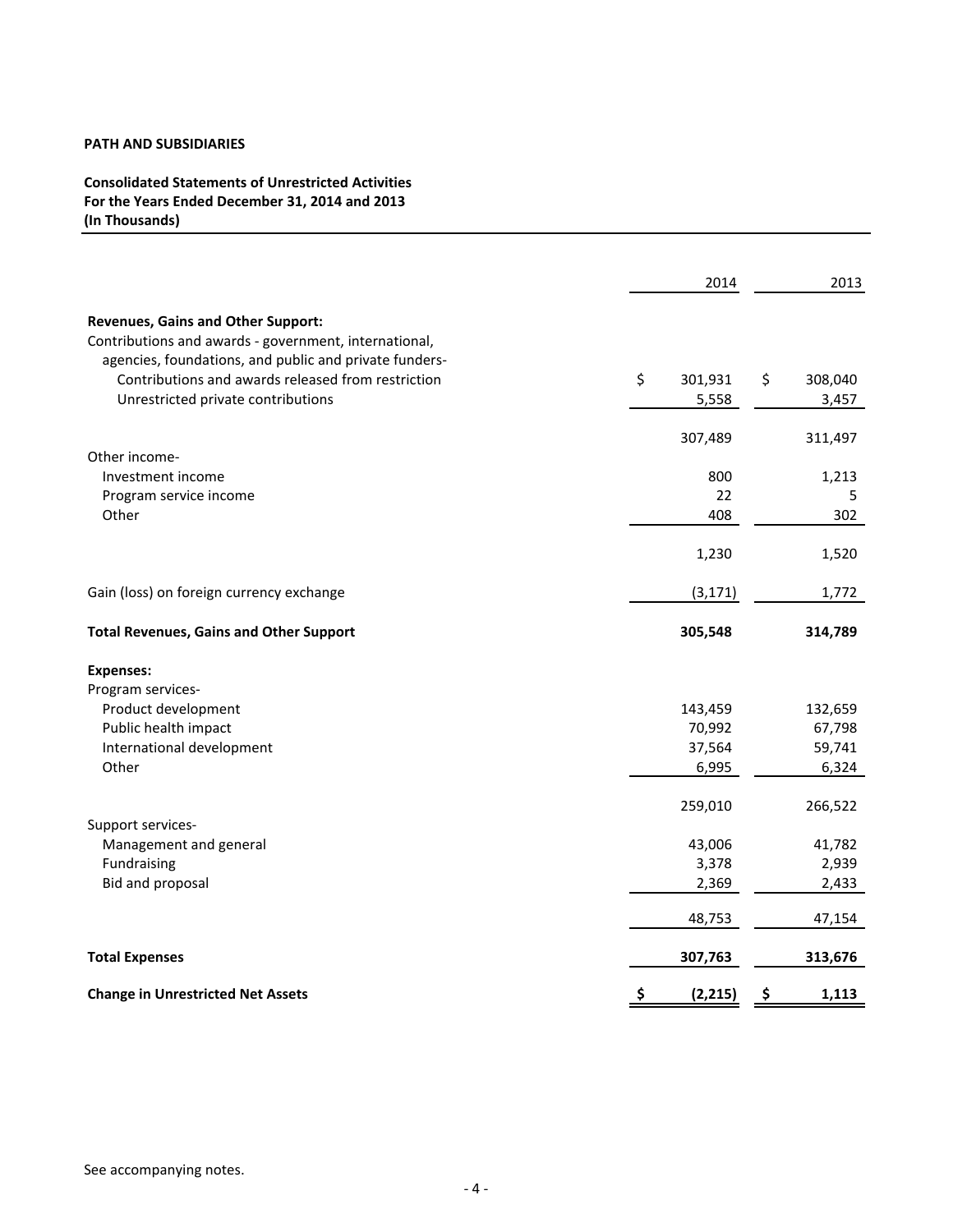**PATH AND SUBSIDIARIES**

**Consolidated Statements of Unrestricted Activities**
**For the Years Ended December 31, 2014 and 2013**
**(In Thousands)**

| | 2014 | 2013 |
|---|---|---|
| **Revenues, Gains and Other Support:** | | |
| Contributions and awards - government, international, agencies, foundations, and public and private funders- | | |
| Contributions and awards released from restriction | $ 301,931 | $ 308,040 |
| Unrestricted private contributions | 5,558 | 3,457 |
| | 307,489 | 311,497 |
| Other income- | | |
| Investment income | 800 | 1,213 |
| Program service income | 22 | 5 |
| Other | 408 | 302 |
| | 1,230 | 1,520 |
| Gain (loss) on foreign currency exchange | (3,171) | 1,772 |
| **Total Revenues, Gains and Other Support** | **305,548** | **314,789** |
| **Expenses:** | | |
| Program services- | | |
| Product development | 143,459 | 132,659 |
| Public health impact | 70,992 | 67,798 |
| International development | 37,564 | 59,741 |
| Other | 6,995 | 6,324 |
| | 259,010 | 266,522 |
| Support services- | | |
| Management and general | 43,006 | 41,782 |
| Fundraising | 3,378 | 2,939 |
| Bid and proposal | 2,369 | 2,433 |
| | 48,753 | 47,154 |
| **Total Expenses** | **307,763** | **313,676** |
| **Change in Unrestricted Net Assets** | **$ (2,215)** | **$ 1,113** |

See accompanying notes.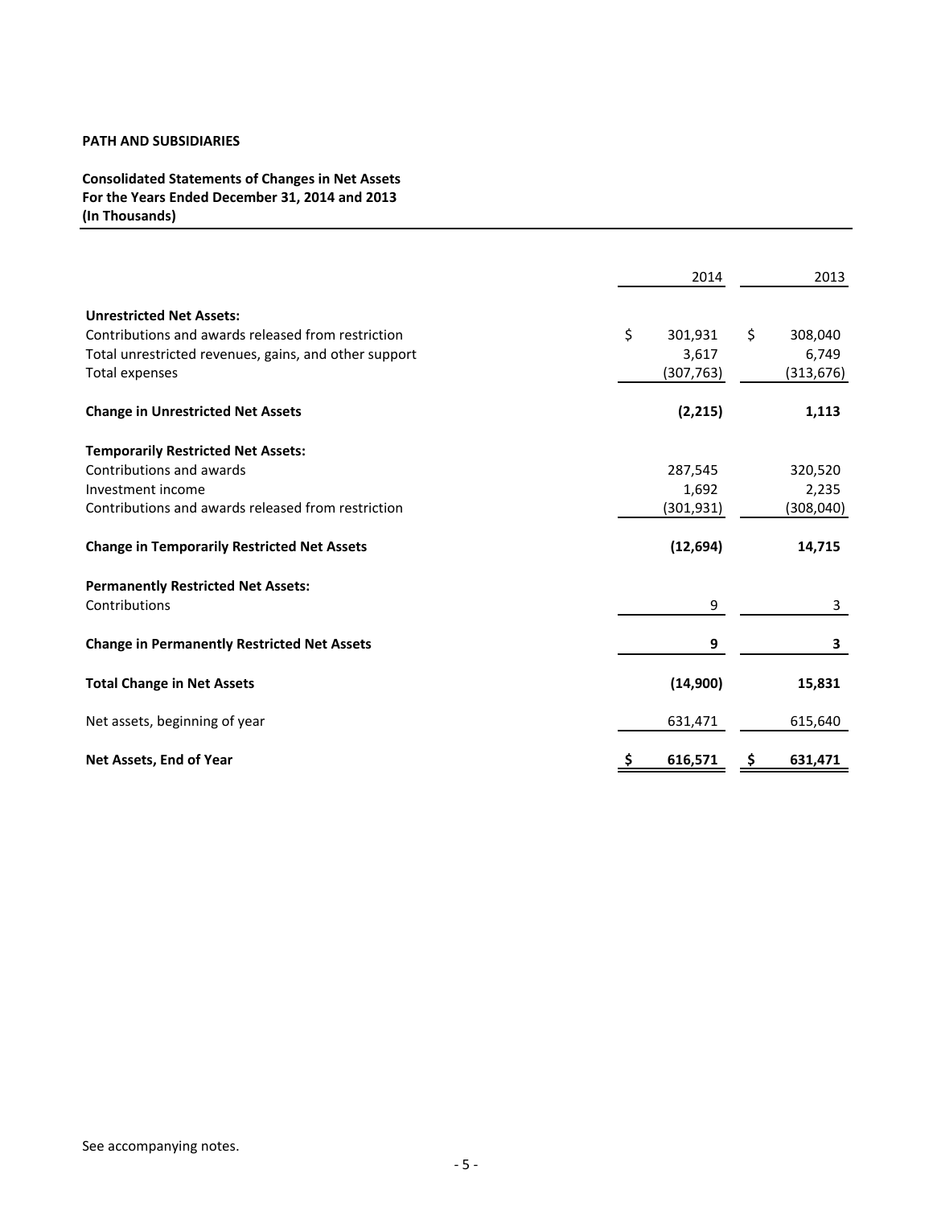**PATH AND SUBSIDIARIES**

**Consolidated Statements of Changes in Net Assets**
**For the Years Ended December 31, 2014 and 2013**
**(In Thousands)**

| | 2014 | 2013 |
|---|---|---|
| **Unrestricted Net Assets:** | | |
| Contributions and awards released from restriction | $ 301,931 | $ 308,040 |
| Total unrestricted revenues, gains, and other support | 3,617 | 6,749 |
| Total expenses | (307,763) | (313,676) |
| **Change in Unrestricted Net Assets** | **(2,215)** | **1,113** |
| **Temporarily Restricted Net Assets:** | | |
| Contributions and awards | 287,545 | 320,520 |
| Investment income | 1,692 | 2,235 |
| Contributions and awards released from restriction | (301,931) | (308,040) |
| **Change in Temporarily Restricted Net Assets** | **(12,694)** | **14,715** |
| **Permanently Restricted Net Assets:** | | |
| Contributions | 9 | 3 |
| **Change in Permanently Restricted Net Assets** | **9** | **3** |
| **Total Change in Net Assets** | **(14,900)** | **15,831** |
| Net assets, beginning of year | 631,471 | 615,640 |
| **Net Assets, End of Year** | **$ 616,571** | **$ 631,471** |

See accompanying notes.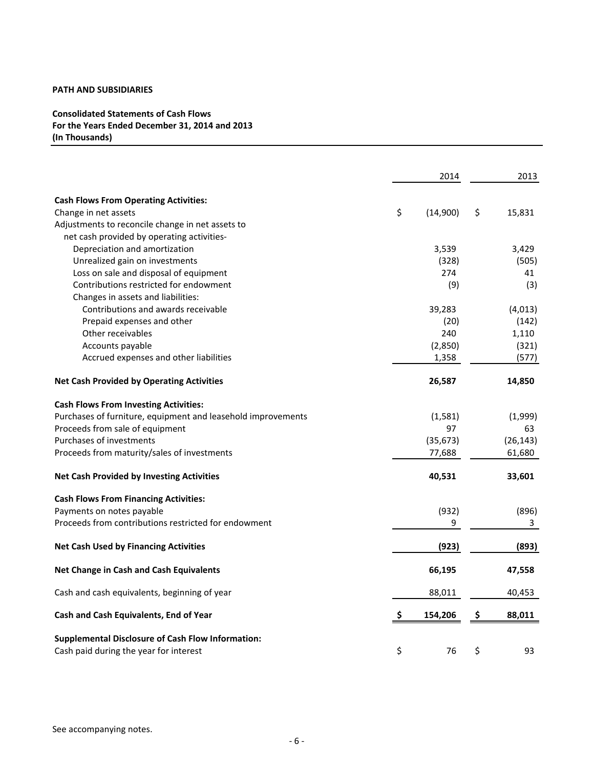**PATH AND SUBSIDIARIES**

**Consolidated Statements of Cash Flows**
**For the Years Ended December 31, 2014 and 2013**
**(In Thousands)**

| | 2014 | 2013 |
|---|---|---|
| **Cash Flows From Operating Activities:** | | |
| Change in net assets | $ (14,900) | $ 15,831 |
| Adjustments to reconcile change in net assets to net cash provided by operating activities- | | |
| Depreciation and amortization | 3,539 | 3,429 |
| Unrealized gain on investments | (328) | (505) |
| Loss on sale and disposal of equipment | 274 | 41 |
| Contributions restricted for endowment | (9) | (3) |
| Changes in assets and liabilities: | | |
| Contributions and awards receivable | 39,283 | (4,013) |
| Prepaid expenses and other | (20) | (142) |
| Other receivables | 240 | 1,110 |
| Accounts payable | (2,850) | (321) |
| Accrued expenses and other liabilities | 1,358 | (577) |
| **Net Cash Provided by Operating Activities** | **26,587** | **14,850** |
| **Cash Flows From Investing Activities:** | | |
| Purchases of furniture, equipment and leasehold improvements | (1,581) | (1,999) |
| Proceeds from sale of equipment | 97 | 63 |
| Purchases of investments | (35,673) | (26,143) |
| Proceeds from maturity/sales of investments | 77,688 | 61,680 |
| **Net Cash Provided by Investing Activities** | **40,531** | **33,601** |
| **Cash Flows From Financing Activities:** | | |
| Payments on notes payable | (932) | (896) |
| Proceeds from contributions restricted for endowment | 9 | 3 |
| **Net Cash Used by Financing Activities** | **(923)** | **(893)** |
| **Net Change in Cash and Cash Equivalents** | **66,195** | **47,558** |
| Cash and cash equivalents, beginning of year | 88,011 | 40,453 |
| **Cash and Cash Equivalents, End of Year** | **$ 154,206** | **$ 88,011** |
| **Supplemental Disclosure of Cash Flow Information:** | | |
| Cash paid during the year for interest | $ 76 | $ 93 |

See accompanying notes.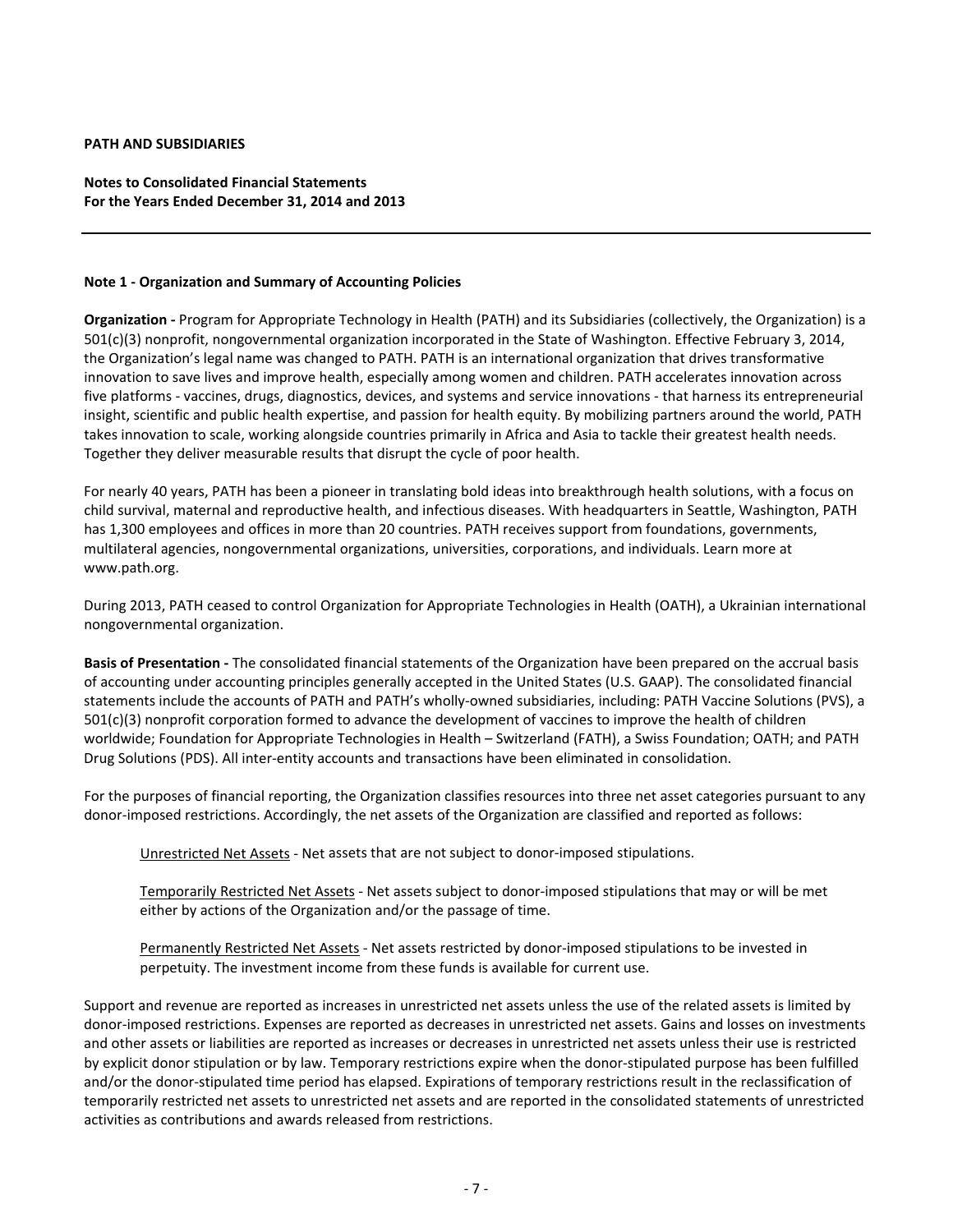**PATH AND SUBSIDIARIES**

**Notes to Consolidated Financial Statements**
**For the Years Ended December 31, 2014 and 2013**

---

**Note 1 - Organization and Summary of Accounting Policies**

**Organization -** Program for Appropriate Technology in Health (PATH) and its Subsidiaries (collectively, the Organization) is a 501(c)(3) nonprofit, nongovernmental organization incorporated in the State of Washington. Effective February 3, 2014, the Organization's legal name was changed to PATH. PATH is an international organization that drives transformative innovation to save lives and improve health, especially among women and children. PATH accelerates innovation across five platforms - vaccines, drugs, diagnostics, devices, and systems and service innovations - that harness its entrepreneurial insight, scientific and public health expertise, and passion for health equity. By mobilizing partners around the world, PATH takes innovation to scale, working alongside countries primarily in Africa and Asia to tackle their greatest health needs. Together they deliver measurable results that disrupt the cycle of poor health.

For nearly 40 years, PATH has been a pioneer in translating bold ideas into breakthrough health solutions, with a focus on child survival, maternal and reproductive health, and infectious diseases. With headquarters in Seattle, Washington, PATH has 1,300 employees and offices in more than 20 countries. PATH receives support from foundations, governments, multilateral agencies, nongovernmental organizations, universities, corporations, and individuals. Learn more at www.path.org.

During 2013, PATH ceased to control Organization for Appropriate Technologies in Health (OATH), a Ukrainian international nongovernmental organization.

**Basis of Presentation -** The consolidated financial statements of the Organization have been prepared on the accrual basis of accounting under accounting principles generally accepted in the United States (U.S. GAAP). The consolidated financial statements include the accounts of PATH and PATH's wholly-owned subsidiaries, including: PATH Vaccine Solutions (PVS), a 501(c)(3) nonprofit corporation formed to advance the development of vaccines to improve the health of children worldwide; Foundation for Appropriate Technologies in Health – Switzerland (FATH), a Swiss Foundation; OATH; and PATH Drug Solutions (PDS). All inter-entity accounts and transactions have been eliminated in consolidation.

For the purposes of financial reporting, the Organization classifies resources into three net asset categories pursuant to any donor-imposed restrictions. Accordingly, the net assets of the Organization are classified and reported as follows:

Unrestricted Net Assets - Net assets that are not subject to donor-imposed stipulations.

Temporarily Restricted Net Assets - Net assets subject to donor-imposed stipulations that may or will be met either by actions of the Organization and/or the passage of time.

Permanently Restricted Net Assets - Net assets restricted by donor-imposed stipulations to be invested in perpetuity. The investment income from these funds is available for current use.

Support and revenue are reported as increases in unrestricted net assets unless the use of the related assets is limited by donor-imposed restrictions. Expenses are reported as decreases in unrestricted net assets. Gains and losses on investments and other assets or liabilities are reported as increases or decreases in unrestricted net assets unless their use is restricted by explicit donor stipulation or by law. Temporary restrictions expire when the donor-stipulated purpose has been fulfilled and/or the donor-stipulated time period has elapsed. Expirations of temporary restrictions result in the reclassification of temporarily restricted net assets to unrestricted net assets and are reported in the consolidated statements of unrestricted activities as contributions and awards released from restrictions.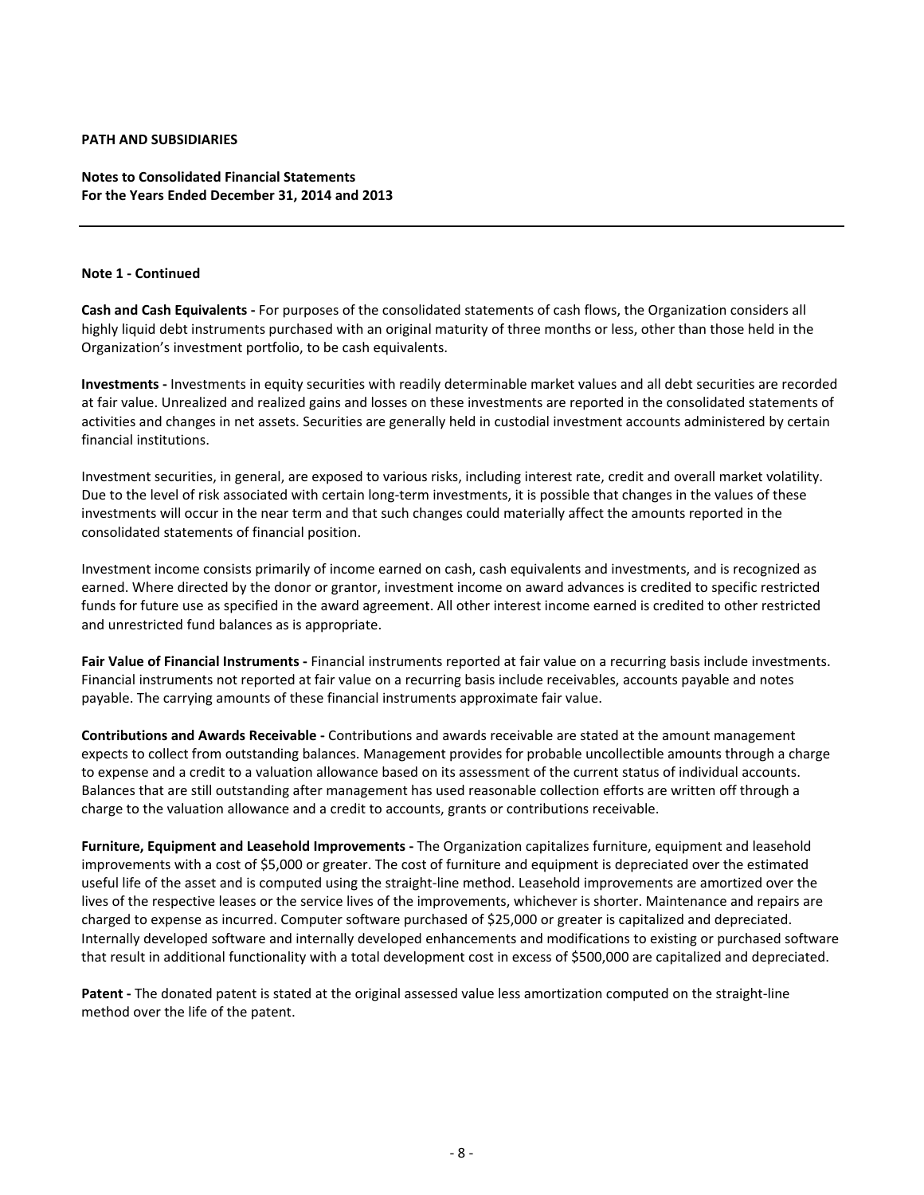**PATH AND SUBSIDIARIES**

**Notes to Consolidated Financial Statements**
**For the Years Ended December 31, 2014 and 2013**

**Note 1 - Continued**

**Cash and Cash Equivalents -** For purposes of the consolidated statements of cash flows, the Organization considers all highly liquid debt instruments purchased with an original maturity of three months or less, other than those held in the Organization's investment portfolio, to be cash equivalents.

**Investments -** Investments in equity securities with readily determinable market values and all debt securities are recorded at fair value. Unrealized and realized gains and losses on these investments are reported in the consolidated statements of activities and changes in net assets. Securities are generally held in custodial investment accounts administered by certain financial institutions.

Investment securities, in general, are exposed to various risks, including interest rate, credit and overall market volatility. Due to the level of risk associated with certain long-term investments, it is possible that changes in the values of these investments will occur in the near term and that such changes could materially affect the amounts reported in the consolidated statements of financial position.

Investment income consists primarily of income earned on cash, cash equivalents and investments, and is recognized as earned. Where directed by the donor or grantor, investment income on award advances is credited to specific restricted funds for future use as specified in the award agreement. All other interest income earned is credited to other restricted and unrestricted fund balances as is appropriate.

**Fair Value of Financial Instruments -** Financial instruments reported at fair value on a recurring basis include investments. Financial instruments not reported at fair value on a recurring basis include receivables, accounts payable and notes payable. The carrying amounts of these financial instruments approximate fair value.

**Contributions and Awards Receivable -** Contributions and awards receivable are stated at the amount management expects to collect from outstanding balances. Management provides for probable uncollectible amounts through a charge to expense and a credit to a valuation allowance based on its assessment of the current status of individual accounts. Balances that are still outstanding after management has used reasonable collection efforts are written off through a charge to the valuation allowance and a credit to accounts, grants or contributions receivable.

**Furniture, Equipment and Leasehold Improvements -** The Organization capitalizes furniture, equipment and leasehold improvements with a cost of $5,000 or greater. The cost of furniture and equipment is depreciated over the estimated useful life of the asset and is computed using the straight-line method. Leasehold improvements are amortized over the lives of the respective leases or the service lives of the improvements, whichever is shorter. Maintenance and repairs are charged to expense as incurred. Computer software purchased of $25,000 or greater is capitalized and depreciated. Internally developed software and internally developed enhancements and modifications to existing or purchased software that result in additional functionality with a total development cost in excess of $500,000 are capitalized and depreciated.

**Patent -** The donated patent is stated at the original assessed value less amortization computed on the straight-line method over the life of the patent.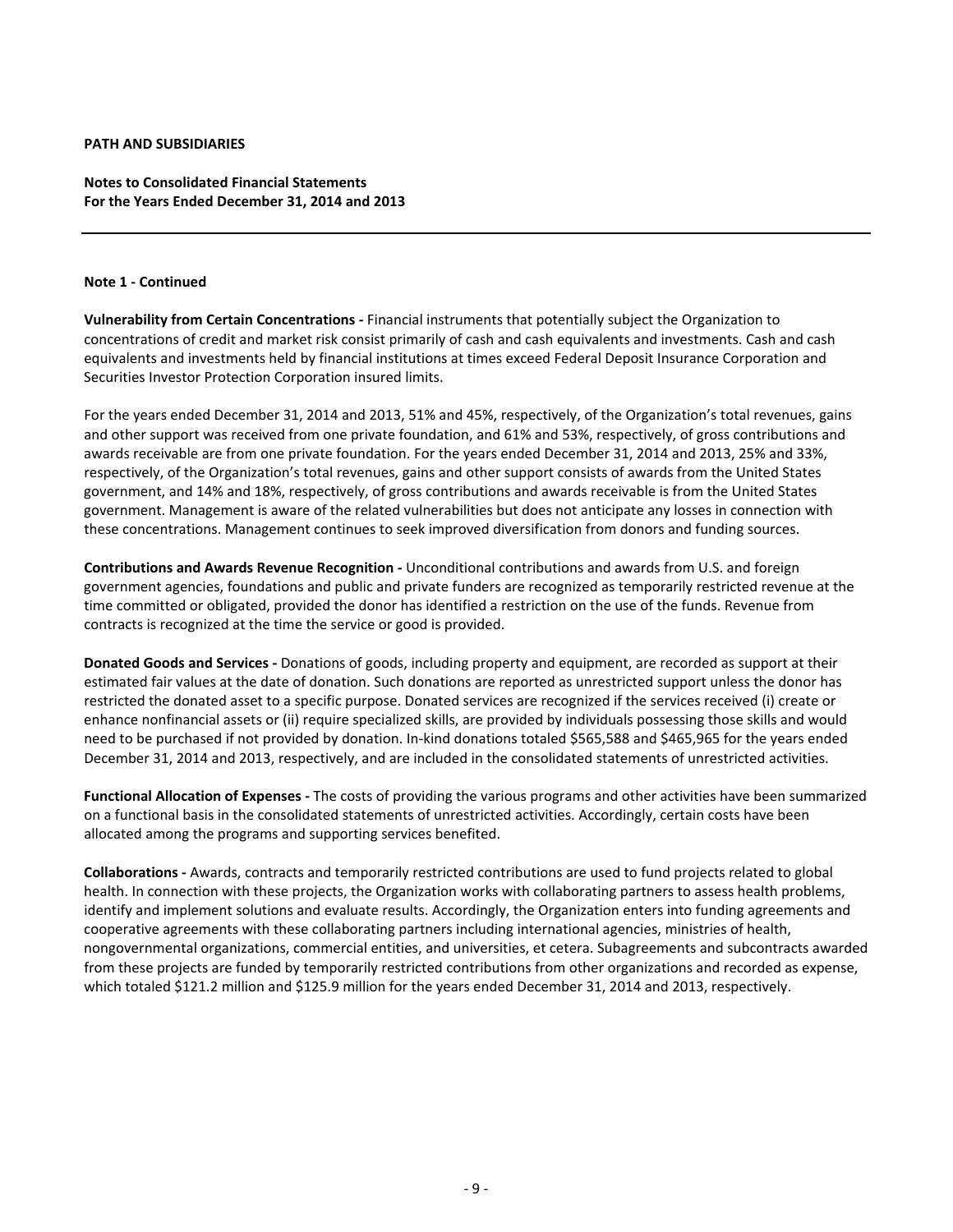**PATH AND SUBSIDIARIES**

**Notes to Consolidated Financial Statements**
**For the Years Ended December 31, 2014 and 2013**

---

**Note 1 - Continued**

**Vulnerability from Certain Concentrations -** Financial instruments that potentially subject the Organization to concentrations of credit and market risk consist primarily of cash and cash equivalents and investments. Cash and cash equivalents and investments held by financial institutions at times exceed Federal Deposit Insurance Corporation and Securities Investor Protection Corporation insured limits.

For the years ended December 31, 2014 and 2013, 51% and 45%, respectively, of the Organization's total revenues, gains and other support was received from one private foundation, and 61% and 53%, respectively, of gross contributions and awards receivable are from one private foundation. For the years ended December 31, 2014 and 2013, 25% and 33%, respectively, of the Organization's total revenues, gains and other support consists of awards from the United States government, and 14% and 18%, respectively, of gross contributions and awards receivable is from the United States government. Management is aware of the related vulnerabilities but does not anticipate any losses in connection with these concentrations. Management continues to seek improved diversification from donors and funding sources.

**Contributions and Awards Revenue Recognition -** Unconditional contributions and awards from U.S. and foreign government agencies, foundations and public and private funders are recognized as temporarily restricted revenue at the time committed or obligated, provided the donor has identified a restriction on the use of the funds. Revenue from contracts is recognized at the time the service or good is provided.

**Donated Goods and Services -** Donations of goods, including property and equipment, are recorded as support at their estimated fair values at the date of donation. Such donations are reported as unrestricted support unless the donor has restricted the donated asset to a specific purpose. Donated services are recognized if the services received (i) create or enhance nonfinancial assets or (ii) require specialized skills, are provided by individuals possessing those skills and would need to be purchased if not provided by donation. In-kind donations totaled $565,588 and $465,965 for the years ended December 31, 2014 and 2013, respectively, and are included in the consolidated statements of unrestricted activities.

**Functional Allocation of Expenses -** The costs of providing the various programs and other activities have been summarized on a functional basis in the consolidated statements of unrestricted activities. Accordingly, certain costs have been allocated among the programs and supporting services benefited.

**Collaborations -** Awards, contracts and temporarily restricted contributions are used to fund projects related to global health. In connection with these projects, the Organization works with collaborating partners to assess health problems, identify and implement solutions and evaluate results. Accordingly, the Organization enters into funding agreements and cooperative agreements with these collaborating partners including international agencies, ministries of health, nongovernmental organizations, commercial entities, and universities, et cetera. Subagreements and subcontracts awarded from these projects are funded by temporarily restricted contributions from other organizations and recorded as expense, which totaled $121.2 million and $125.9 million for the years ended December 31, 2014 and 2013, respectively.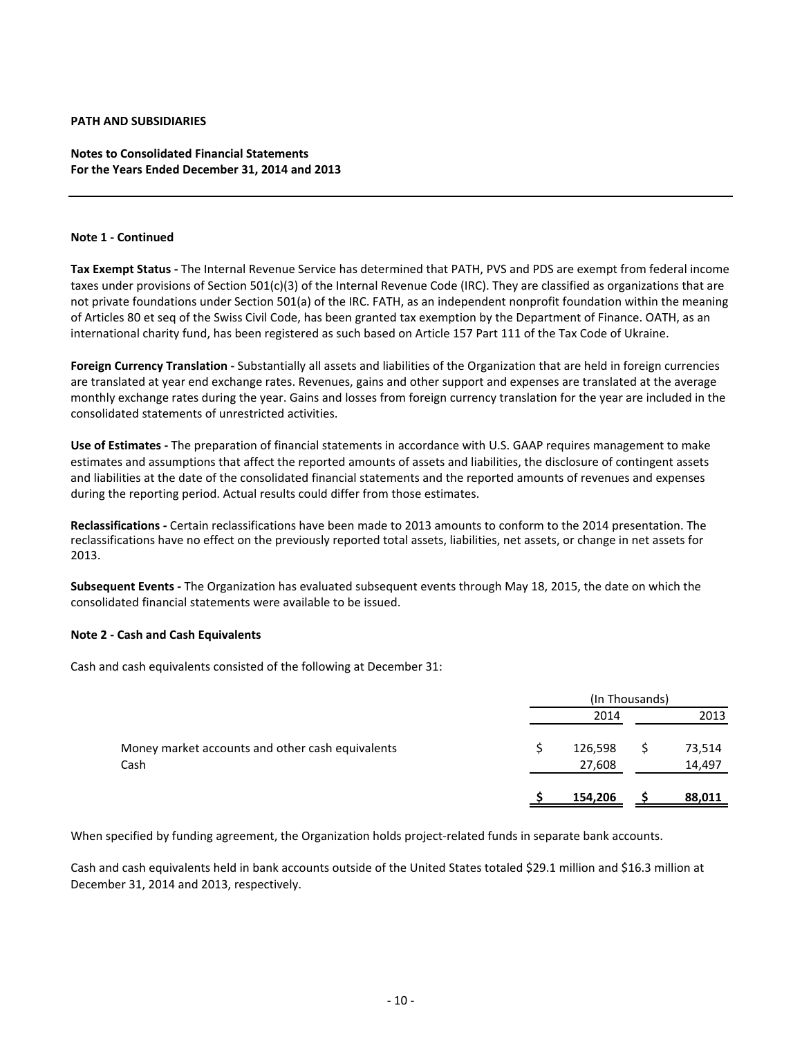**PATH AND SUBSIDIARIES**

**Notes to Consolidated Financial Statements**
**For the Years Ended December 31, 2014 and 2013**

**Note 1 - Continued**

**Tax Exempt Status -** The Internal Revenue Service has determined that PATH, PVS and PDS are exempt from federal income taxes under provisions of Section 501(c)(3) of the Internal Revenue Code (IRC). They are classified as organizations that are not private foundations under Section 501(a) of the IRC. FATH, as an independent nonprofit foundation within the meaning of Articles 80 et seq of the Swiss Civil Code, has been granted tax exemption by the Department of Finance. OATH, as an international charity fund, has been registered as such based on Article 157 Part 111 of the Tax Code of Ukraine.

**Foreign Currency Translation -** Substantially all assets and liabilities of the Organization that are held in foreign currencies are translated at year end exchange rates. Revenues, gains and other support and expenses are translated at the average monthly exchange rates during the year. Gains and losses from foreign currency translation for the year are included in the consolidated statements of unrestricted activities.

**Use of Estimates -** The preparation of financial statements in accordance with U.S. GAAP requires management to make estimates and assumptions that affect the reported amounts of assets and liabilities, the disclosure of contingent assets and liabilities at the date of the consolidated financial statements and the reported amounts of revenues and expenses during the reporting period. Actual results could differ from those estimates.

**Reclassifications -** Certain reclassifications have been made to 2013 amounts to conform to the 2014 presentation. The reclassifications have no effect on the previously reported total assets, liabilities, net assets, or change in net assets for 2013.

**Subsequent Events -** The Organization has evaluated subsequent events through May 18, 2015, the date on which the consolidated financial statements were available to be issued.

**Note 2 - Cash and Cash Equivalents**

Cash and cash equivalents consisted of the following at December 31:

| | (In Thousands) | |
|---|---|---|
| | 2014 | 2013 |
| Money market accounts and other cash equivalents | $ 126,598 | $ 73,514 |
| Cash | 27,608 | 14,497 |
| | **$ 154,206** | **$ 88,011** |

When specified by funding agreement, the Organization holds project-related funds in separate bank accounts.

Cash and cash equivalents held in bank accounts outside of the United States totaled $29.1 million and $16.3 million at December 31, 2014 and 2013, respectively.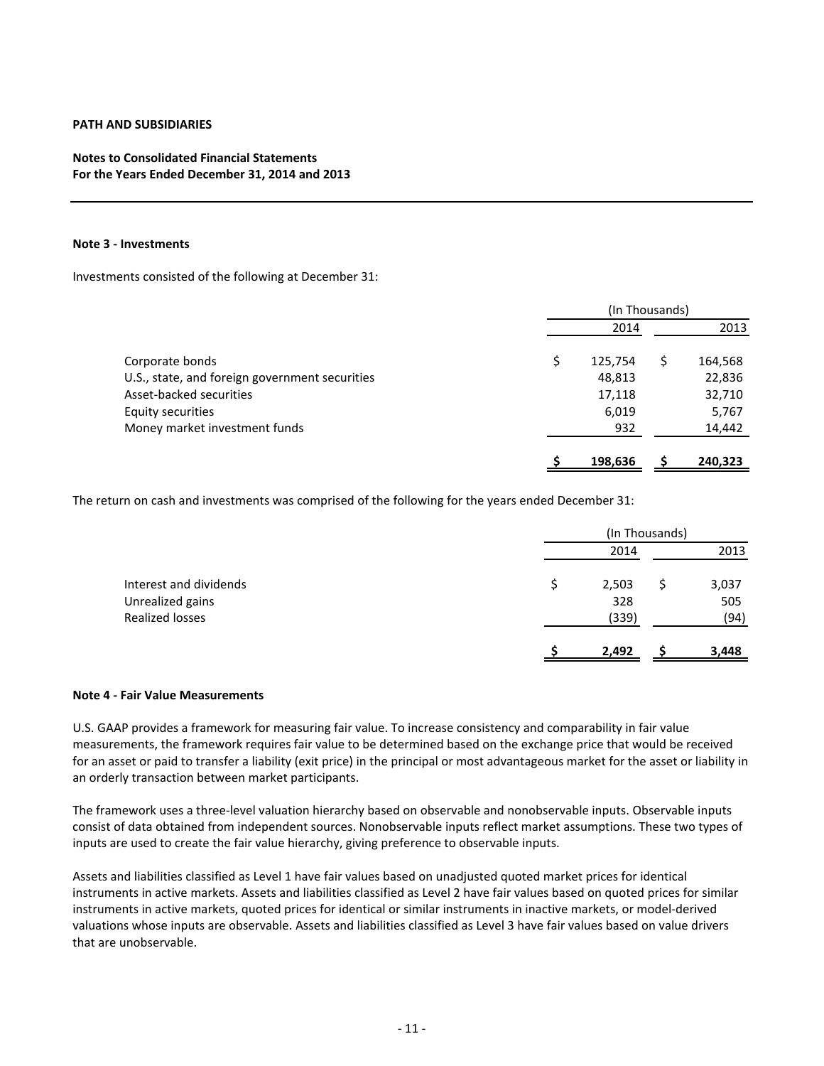**PATH AND SUBSIDIARIES**

**Notes to Consolidated Financial Statements**
**For the Years Ended December 31, 2014 and 2013**

### Note 3 - Investments

Investments consisted of the following at December 31:

| | (In Thousands) | |
|---|---|---|
| | 2014 | 2013 |
| Corporate bonds | $ 125,754 | $ 164,568 |
| U.S., state, and foreign government securities | 48,813 | 22,836 |
| Asset-backed securities | 17,118 | 32,710 |
| Equity securities | 6,019 | 5,767 |
| Money market investment funds | 932 | 14,442 |
| | **$ 198,636** | **$ 240,323** |

The return on cash and investments was comprised of the following for the years ended December 31:

| | (In Thousands) | |
|---|---|---|
| | 2014 | 2013 |
| Interest and dividends | $ 2,503 | $ 3,037 |
| Unrealized gains | 328 | 505 |
| Realized losses | (339) | (94) |
| | **$ 2,492** | **$ 3,448** |

### Note 4 - Fair Value Measurements

U.S. GAAP provides a framework for measuring fair value. To increase consistency and comparability in fair value measurements, the framework requires fair value to be determined based on the exchange price that would be received for an asset or paid to transfer a liability (exit price) in the principal or most advantageous market for the asset or liability in an orderly transaction between market participants.

The framework uses a three-level valuation hierarchy based on observable and nonobservable inputs. Observable inputs consist of data obtained from independent sources. Nonobservable inputs reflect market assumptions. These two types of inputs are used to create the fair value hierarchy, giving preference to observable inputs.

Assets and liabilities classified as Level 1 have fair values based on unadjusted quoted market prices for identical instruments in active markets. Assets and liabilities classified as Level 2 have fair values based on quoted prices for similar instruments in active markets, quoted prices for identical or similar instruments in inactive markets, or model-derived valuations whose inputs are observable. Assets and liabilities classified as Level 3 have fair values based on value drivers that are unobservable.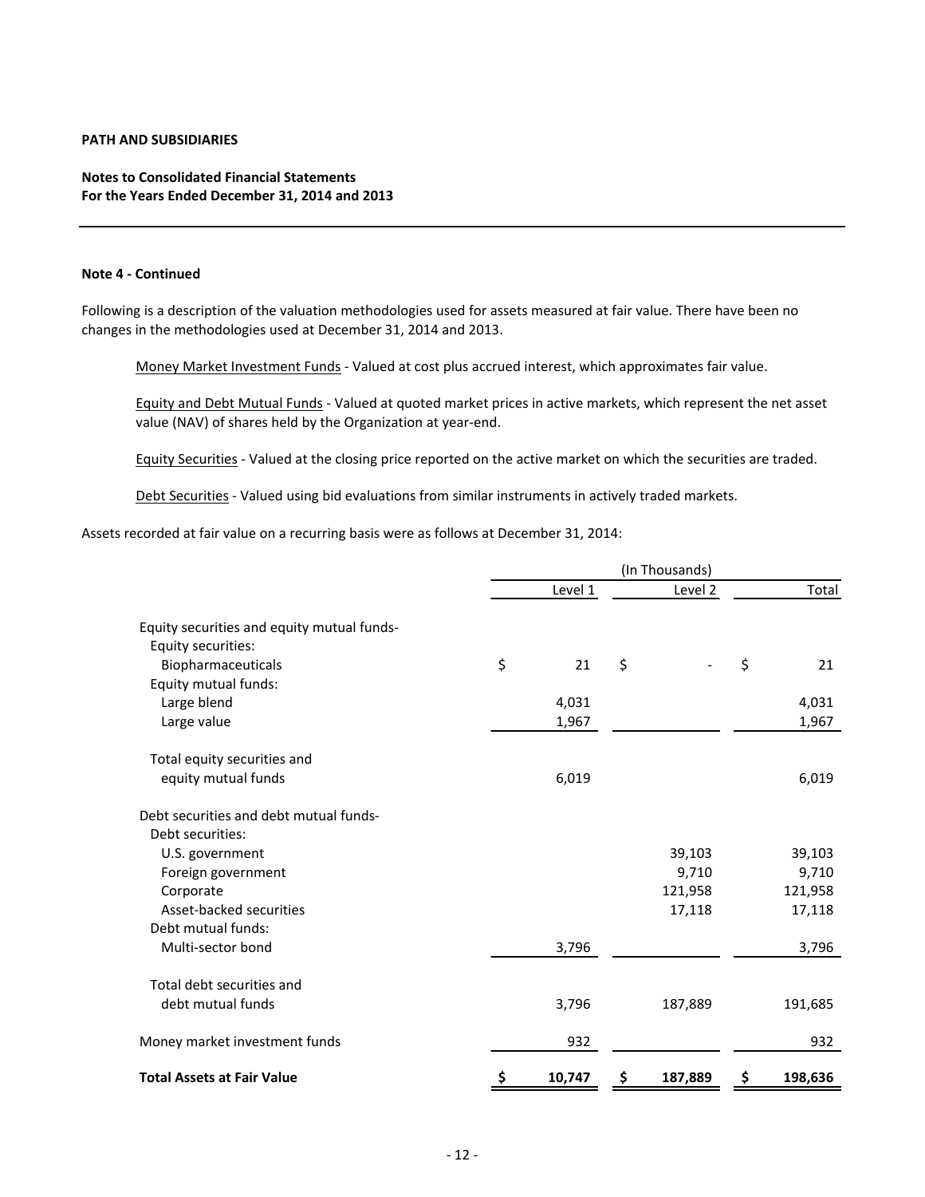**PATH AND SUBSIDIARIES**

**Notes to Consolidated Financial Statements**
**For the Years Ended December 31, 2014 and 2013**

**Note 4 - Continued**

Following is a description of the valuation methodologies used for assets measured at fair value. There have been no changes in the methodologies used at December 31, 2014 and 2013.

Money Market Investment Funds - Valued at cost plus accrued interest, which approximates fair value.

Equity and Debt Mutual Funds - Valued at quoted market prices in active markets, which represent the net asset value (NAV) of shares held by the Organization at year-end.

Equity Securities - Valued at the closing price reported on the active market on which the securities are traded.

Debt Securities - Valued using bid evaluations from similar instruments in actively traded markets.

Assets recorded at fair value on a recurring basis were as follows at December 31, 2014:

| | (In Thousands) | | |
|---|---|---|---|
| | Level 1 | Level 2 | Total |
| Equity securities and equity mutual funds- | | | |
| Equity securities: | | | |
| Biopharmaceuticals | $ 21 | $ - | $ 21 |
| Equity mutual funds: | | | |
| Large blend | 4,031 | | 4,031 |
| Large value | 1,967 | | 1,967 |
| Total equity securities and equity mutual funds | 6,019 | | 6,019 |
| Debt securities and debt mutual funds- | | | |
| Debt securities: | | | |
| U.S. government | | 39,103 | 39,103 |
| Foreign government | | 9,710 | 9,710 |
| Corporate | | 121,958 | 121,958 |
| Asset-backed securities | | 17,118 | 17,118 |
| Debt mutual funds: | | | |
| Multi-sector bond | 3,796 | | 3,796 |
| Total debt securities and debt mutual funds | 3,796 | 187,889 | 191,685 |
| Money market investment funds | 932 | | 932 |
| **Total Assets at Fair Value** | **$ 10,747** | **$ 187,889** | **$ 198,636** |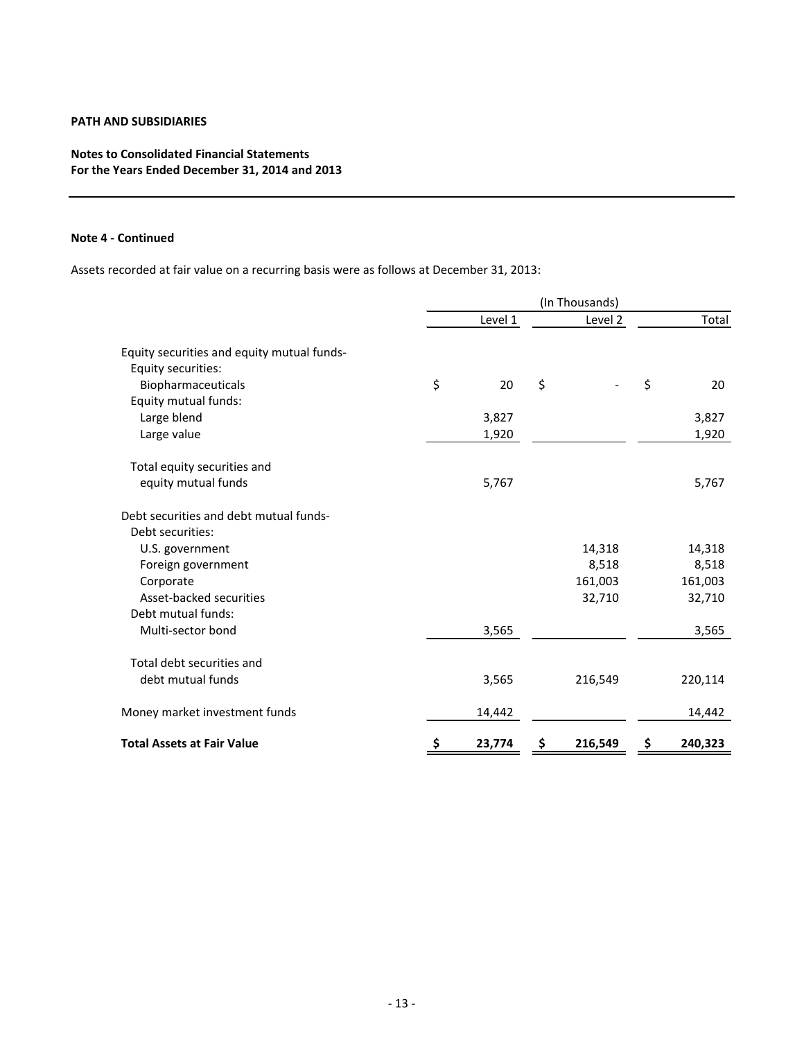**PATH AND SUBSIDIARIES**

**Notes to Consolidated Financial Statements**
**For the Years Ended December 31, 2014 and 2013**

**Note 4 - Continued**

Assets recorded at fair value on a recurring basis were as follows at December 31, 2013:

| | (In Thousands) | | |
|---|---|---|---|
| | Level 1 | Level 2 | Total |
| Equity securities and equity mutual funds- | | | |
| Equity securities: | | | |
| Biopharmaceuticals | $ 20 | $ - | $ 20 |
| Equity mutual funds: | | | |
| Large blend | 3,827 | | 3,827 |
| Large value | 1,920 | | 1,920 |
| Total equity securities and equity mutual funds | 5,767 | | 5,767 |
| Debt securities and debt mutual funds- | | | |
| Debt securities: | | | |
| U.S. government | | 14,318 | 14,318 |
| Foreign government | | 8,518 | 8,518 |
| Corporate | | 161,003 | 161,003 |
| Asset-backed securities | | 32,710 | 32,710 |
| Debt mutual funds: | | | |
| Multi-sector bond | 3,565 | | 3,565 |
| Total debt securities and debt mutual funds | 3,565 | 216,549 | 220,114 |
| Money market investment funds | 14,442 | | 14,442 |
| **Total Assets at Fair Value** | **$ 23,774** | **$ 216,549** | **$ 240,323** |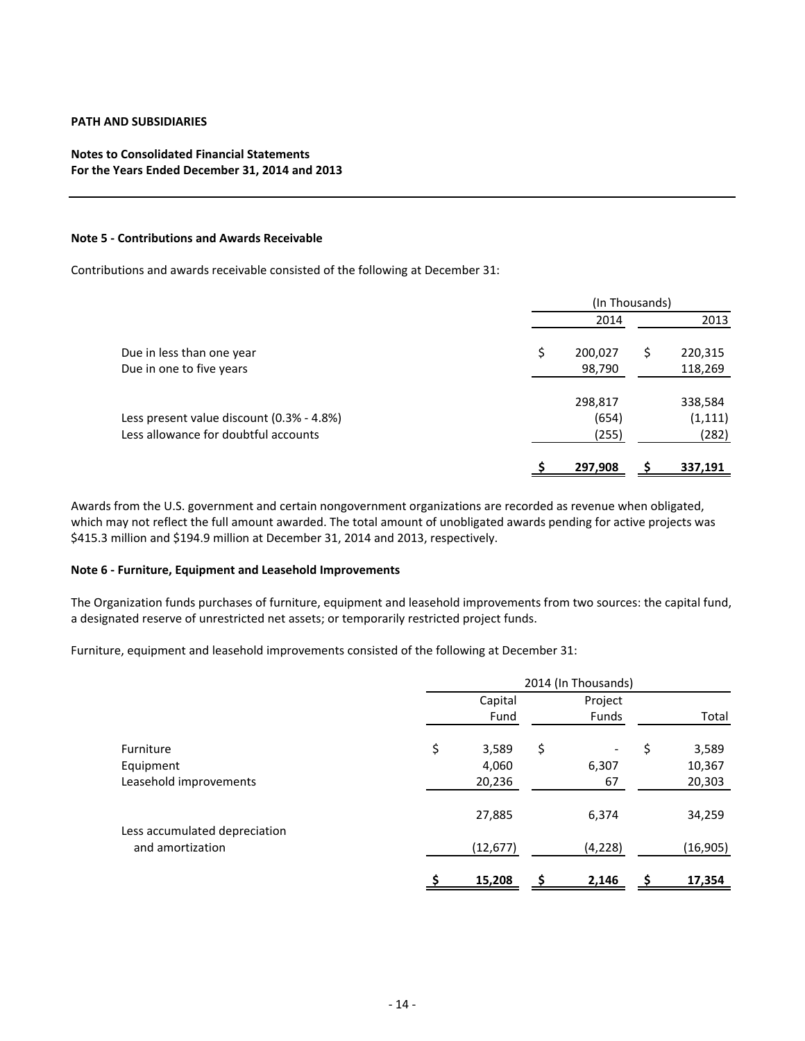**PATH AND SUBSIDIARIES**

**Notes to Consolidated Financial Statements**
**For the Years Ended December 31, 2014 and 2013**

**Note 5 - Contributions and Awards Receivable**

Contributions and awards receivable consisted of the following at December 31:

| | (In Thousands) | |
|---|---|---|
| | 2014 | 2013 |
| Due in less than one year | $ 200,027 | $ 220,315 |
| Due in one to five years | 98,790 | 118,269 |
| | 298,817 | 338,584 |
| Less present value discount (0.3% - 4.8%) | (654) | (1,111) |
| Less allowance for doubtful accounts | (255) | (282) |
| | **$ 297,908** | **$ 337,191** |

Awards from the U.S. government and certain nongovernment organizations are recorded as revenue when obligated, which may not reflect the full amount awarded. The total amount of unobligated awards pending for active projects was $415.3 million and $194.9 million at December 31, 2014 and 2013, respectively.

**Note 6 - Furniture, Equipment and Leasehold Improvements**

The Organization funds purchases of furniture, equipment and leasehold improvements from two sources: the capital fund, a designated reserve of unrestricted net assets; or temporarily restricted project funds.

Furniture, equipment and leasehold improvements consisted of the following at December 31:

| | 2014 (In Thousands) | | |
|---|---|---|---|
| | Capital Fund | Project Funds | Total |
| Furniture | $ 3,589 | $ - | $ 3,589 |
| Equipment | 4,060 | 6,307 | 10,367 |
| Leasehold improvements | 20,236 | 67 | 20,303 |
| | 27,885 | 6,374 | 34,259 |
| Less accumulated depreciation and amortization | (12,677) | (4,228) | (16,905) |
| | **$ 15,208** | **$ 2,146** | **$ 17,354** |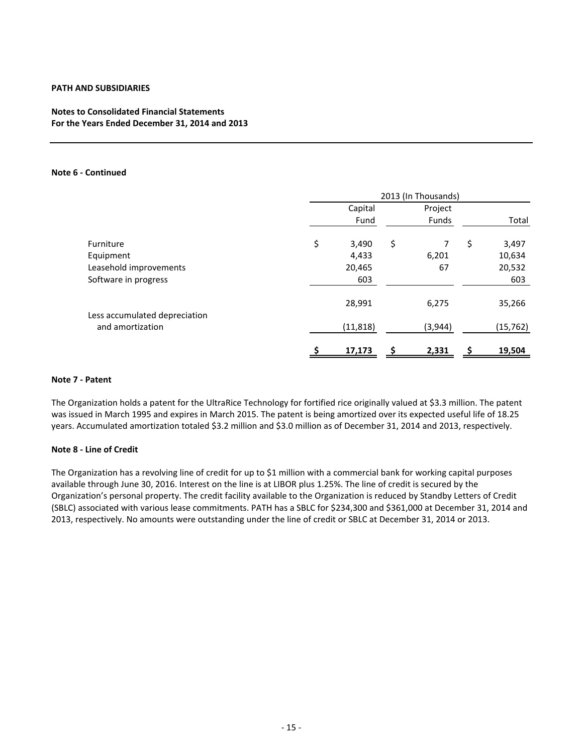**PATH AND SUBSIDIARIES**

**Notes to Consolidated Financial Statements**
**For the Years Ended December 31, 2014 and 2013**

**Note 6 - Continued**

| | 2013 (In Thousands) | | |
|---|---|---|---|
| | Capital Fund | Project Funds | Total |
| Furniture | $ 3,490 | $ 7 | $ 3,497 |
| Equipment | 4,433 | 6,201 | 10,634 |
| Leasehold improvements | 20,465 | 67 | 20,532 |
| Software in progress | 603 | | 603 |
| | 28,991 | 6,275 | 35,266 |
| Less accumulated depreciation and amortization | (11,818) | (3,944) | (15,762) |
| | $ 17,173 | $ 2,331 | $ 19,504 |

**Note 7 - Patent**

The Organization holds a patent for the UltraRice Technology for fortified rice originally valued at $3.3 million. The patent was issued in March 1995 and expires in March 2015. The patent is being amortized over its expected useful life of 18.25 years. Accumulated amortization totaled $3.2 million and $3.0 million as of December 31, 2014 and 2013, respectively.

**Note 8 - Line of Credit**

The Organization has a revolving line of credit for up to $1 million with a commercial bank for working capital purposes available through June 30, 2016. Interest on the line is at LIBOR plus 1.25%. The line of credit is secured by the Organization's personal property. The credit facility available to the Organization is reduced by Standby Letters of Credit (SBLC) associated with various lease commitments. PATH has a SBLC for $234,300 and $361,000 at December 31, 2014 and 2013, respectively. No amounts were outstanding under the line of credit or SBLC at December 31, 2014 or 2013.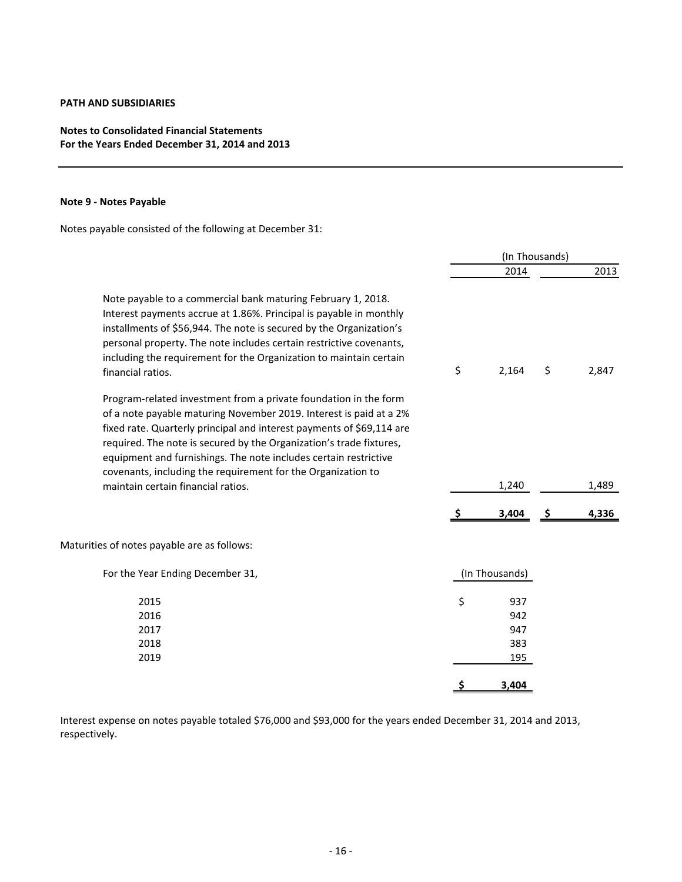**PATH AND SUBSIDIARIES**

**Notes to Consolidated Financial Statements**
**For the Years Ended December 31, 2014 and 2013**

**Note 9 - Notes Payable**

Notes payable consisted of the following at December 31:

| | (In Thousands) | |
|---|---|---|
| | 2014 | 2013 |
| Note payable to a commercial bank maturing February 1, 2018. Interest payments accrue at 1.86%. Principal is payable in monthly installments of $56,944. The note is secured by the Organization's personal property. The note includes certain restrictive covenants, including the requirement for the Organization to maintain certain financial ratios. | $ 2,164 | $ 2,847 |
| Program-related investment from a private foundation in the form of a note payable maturing November 2019. Interest is paid at a 2% fixed rate. Quarterly principal and interest payments of $69,114 are required. The note is secured by the Organization's trade fixtures, equipment and furnishings. The note includes certain restrictive covenants, including the requirement for the Organization to maintain certain financial ratios. | 1,240 | 1,489 |
| | **$ 3,404** | **$ 4,336** |

Maturities of notes payable are as follows:

| For the Year Ending December 31, | (In Thousands) |
|---|---|
| 2015 | $ 937 |
| 2016 | 942 |
| 2017 | 947 |
| 2018 | 383 |
| 2019 | 195 |
| | **$ 3,404** |

Interest expense on notes payable totaled $76,000 and $93,000 for the years ended December 31, 2014 and 2013, respectively.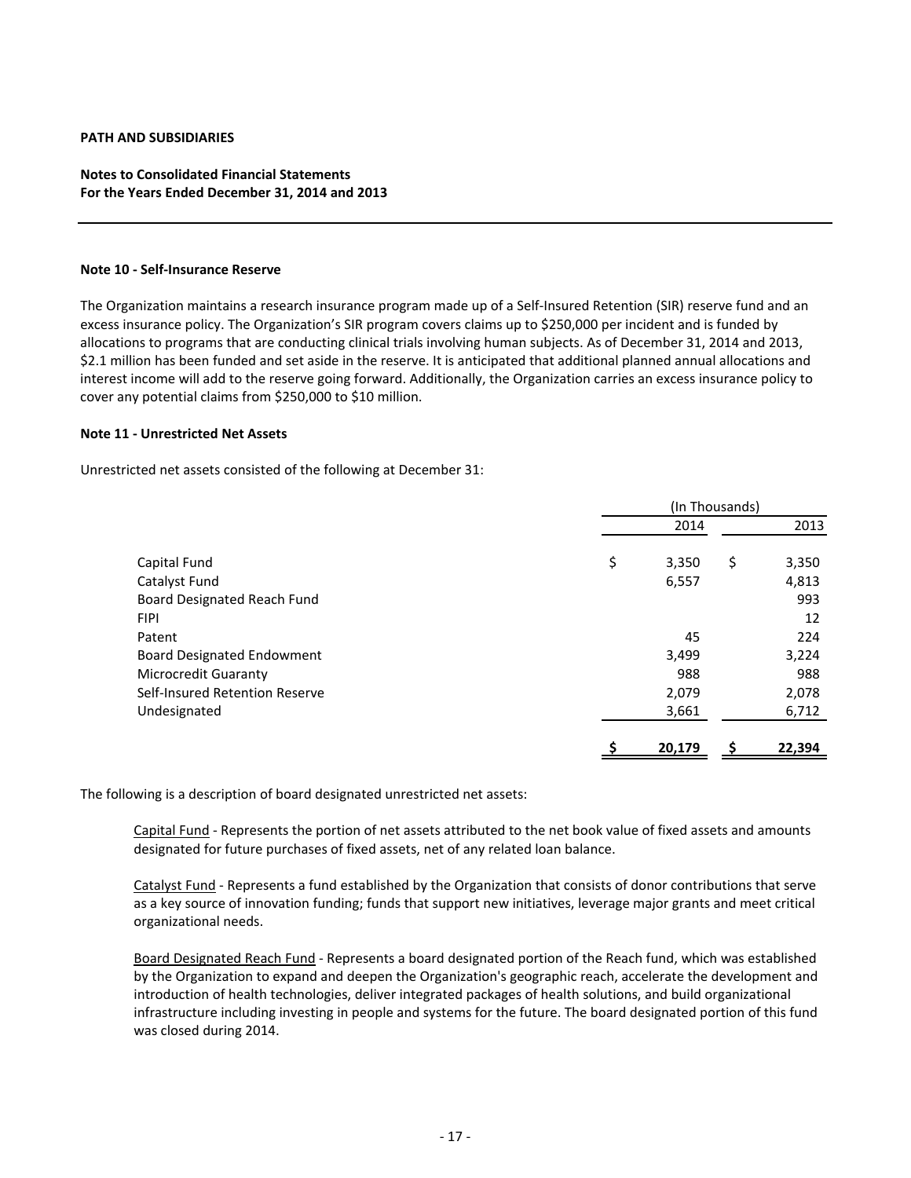**PATH AND SUBSIDIARIES**

**Notes to Consolidated Financial Statements**
**For the Years Ended December 31, 2014 and 2013**

**Note 10 - Self-Insurance Reserve**

The Organization maintains a research insurance program made up of a Self-Insured Retention (SIR) reserve fund and an excess insurance policy. The Organization's SIR program covers claims up to $250,000 per incident and is funded by allocations to programs that are conducting clinical trials involving human subjects. As of December 31, 2014 and 2013, $2.1 million has been funded and set aside in the reserve. It is anticipated that additional planned annual allocations and interest income will add to the reserve going forward. Additionally, the Organization carries an excess insurance policy to cover any potential claims from $250,000 to $10 million.

**Note 11 - Unrestricted Net Assets**

Unrestricted net assets consisted of the following at December 31:

| | (In Thousands) | |
|---|---|---|
| | 2014 | 2013 |
| Capital Fund | $ 3,350 | $ 3,350 |
| Catalyst Fund | 6,557 | 4,813 |
| Board Designated Reach Fund | | 993 |
| FIPI | | 12 |
| Patent | 45 | 224 |
| Board Designated Endowment | 3,499 | 3,224 |
| Microcredit Guaranty | 988 | 988 |
| Self-Insured Retention Reserve | 2,079 | 2,078 |
| Undesignated | 3,661 | 6,712 |
| | **$ 20,179** | **$ 22,394** |

The following is a description of board designated unrestricted net assets:

Capital Fund - Represents the portion of net assets attributed to the net book value of fixed assets and amounts designated for future purchases of fixed assets, net of any related loan balance.

Catalyst Fund - Represents a fund established by the Organization that consists of donor contributions that serve as a key source of innovation funding; funds that support new initiatives, leverage major grants and meet critical organizational needs.

Board Designated Reach Fund - Represents a board designated portion of the Reach fund, which was established by the Organization to expand and deepen the Organization's geographic reach, accelerate the development and introduction of health technologies, deliver integrated packages of health solutions, and build organizational infrastructure including investing in people and systems for the future. The board designated portion of this fund was closed during 2014.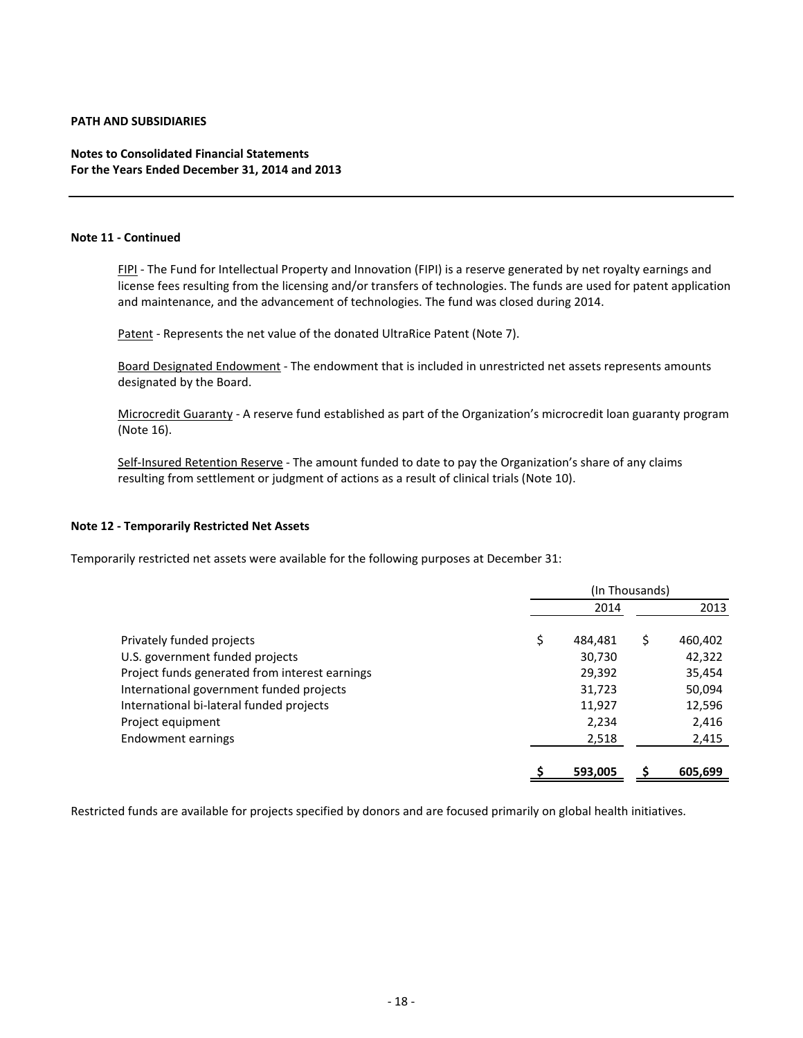**PATH AND SUBSIDIARIES**

**Notes to Consolidated Financial Statements**
**For the Years Ended December 31, 2014 and 2013**

**Note 11 - Continued**

FIPI - The Fund for Intellectual Property and Innovation (FIPI) is a reserve generated by net royalty earnings and license fees resulting from the licensing and/or transfers of technologies. The funds are used for patent application and maintenance, and the advancement of technologies. The fund was closed during 2014.

Patent - Represents the net value of the donated UltraRice Patent (Note 7).

Board Designated Endowment - The endowment that is included in unrestricted net assets represents amounts designated by the Board.

Microcredit Guaranty - A reserve fund established as part of the Organization's microcredit loan guaranty program (Note 16).

Self-Insured Retention Reserve - The amount funded to date to pay the Organization's share of any claims resulting from settlement or judgment of actions as a result of clinical trials (Note 10).

**Note 12 - Temporarily Restricted Net Assets**

Temporarily restricted net assets were available for the following purposes at December 31:

| | (In Thousands) | |
|---|---|---|
| | 2014 | 2013 |
| Privately funded projects | $ 484,481 | $ 460,402 |
| U.S. government funded projects | 30,730 | 42,322 |
| Project funds generated from interest earnings | 29,392 | 35,454 |
| International government funded projects | 31,723 | 50,094 |
| International bi-lateral funded projects | 11,927 | 12,596 |
| Project equipment | 2,234 | 2,416 |
| Endowment earnings | 2,518 | 2,415 |
| | **$ 593,005** | **$ 605,699** |

Restricted funds are available for projects specified by donors and are focused primarily on global health initiatives.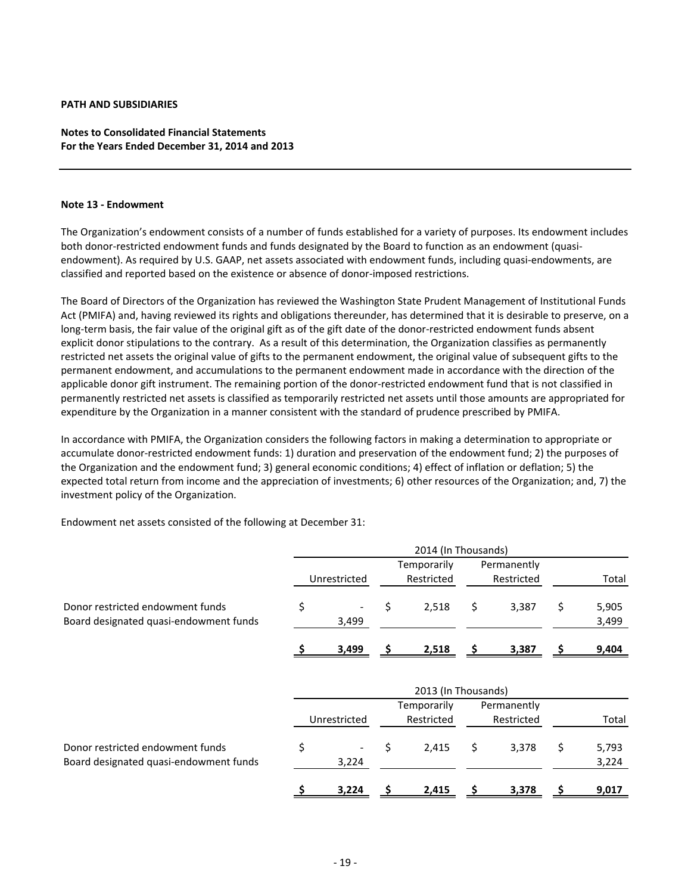**PATH AND SUBSIDIARIES**

**Notes to Consolidated Financial Statements**
**For the Years Ended December 31, 2014 and 2013**

**Note 13 - Endowment**

The Organization's endowment consists of a number of funds established for a variety of purposes. Its endowment includes both donor-restricted endowment funds and funds designated by the Board to function as an endowment (quasi-endowment). As required by U.S. GAAP, net assets associated with endowment funds, including quasi-endowments, are classified and reported based on the existence or absence of donor-imposed restrictions.

The Board of Directors of the Organization has reviewed the Washington State Prudent Management of Institutional Funds Act (PMIFA) and, having reviewed its rights and obligations thereunder, has determined that it is desirable to preserve, on a long-term basis, the fair value of the original gift as of the gift date of the donor-restricted endowment funds absent explicit donor stipulations to the contrary. As a result of this determination, the Organization classifies as permanently restricted net assets the original value of gifts to the permanent endowment, the original value of subsequent gifts to the permanent endowment, and accumulations to the permanent endowment made in accordance with the direction of the applicable donor gift instrument. The remaining portion of the donor-restricted endowment fund that is not classified in permanently restricted net assets is classified as temporarily restricted net assets until those amounts are appropriated for expenditure by the Organization in a manner consistent with the standard of prudence prescribed by PMIFA.

In accordance with PMIFA, the Organization considers the following factors in making a determination to appropriate or accumulate donor-restricted endowment funds: 1) duration and preservation of the endowment fund; 2) the purposes of the Organization and the endowment fund; 3) general economic conditions; 4) effect of inflation or deflation; 5) the expected total return from income and the appreciation of investments; 6) other resources of the Organization; and, 7) the investment policy of the Organization.

Endowment net assets consisted of the following at December 31:

| | 2014 (In Thousands) | | | |
|---|---|---|---|---|
| | Unrestricted | Temporarily Restricted | Permanently Restricted | Total |
| Donor restricted endowment funds | $ - | $ 2,518 | $ 3,387 | $ 5,905 |
| Board designated quasi-endowment funds | 3,499 | | | 3,499 |
| | **$ 3,499** | **$ 2,518** | **$ 3,387** | **$ 9,404** |

| | 2013 (In Thousands) | | | |
|---|---|---|---|---|
| | Unrestricted | Temporarily Restricted | Permanently Restricted | Total |
| Donor restricted endowment funds | $ - | $ 2,415 | $ 3,378 | $ 5,793 |
| Board designated quasi-endowment funds | 3,224 | | | 3,224 |
| | **$ 3,224** | **$ 2,415** | **$ 3,378** | **$ 9,017** |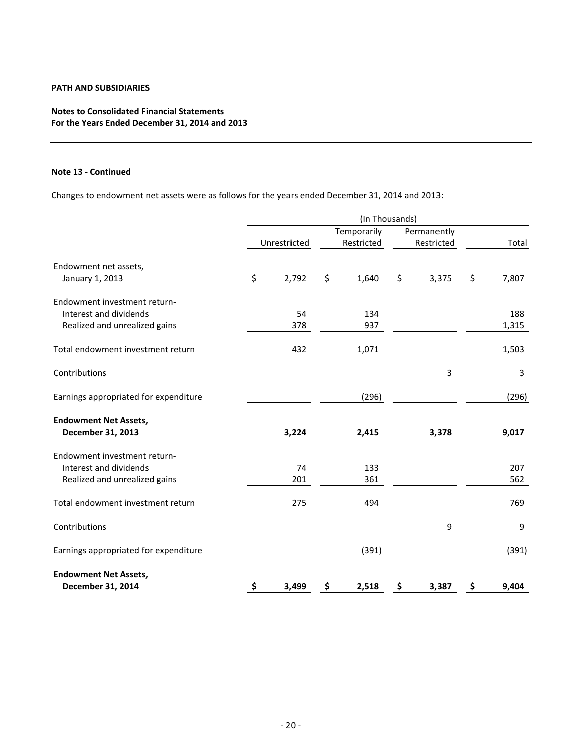**PATH AND SUBSIDIARIES**

**Notes to Consolidated Financial Statements**
**For the Years Ended December 31, 2014 and 2013**

**Note 13 - Continued**

Changes to endowment net assets were as follows for the years ended December 31, 2014 and 2013:

| | (In Thousands) | | | |
|---|---|---|---|---|
| | Unrestricted | Temporarily Restricted | Permanently Restricted | Total |
| Endowment net assets, January 1, 2013 | $ 2,792 | $ 1,640 | $ 3,375 | $ 7,807 |
| Endowment investment return- | | | | |
| Interest and dividends | 54 | 134 | | 188 |
| Realized and unrealized gains | 378 | 937 | | 1,315 |
| Total endowment investment return | 432 | 1,071 | | 1,503 |
| Contributions | | | 3 | 3 |
| Earnings appropriated for expenditure | | (296) | | (296) |
| **Endowment Net Assets, December 31, 2013** | **3,224** | **2,415** | **3,378** | **9,017** |
| Endowment investment return- | | | | |
| Interest and dividends | 74 | 133 | | 207 |
| Realized and unrealized gains | 201 | 361 | | 562 |
| Total endowment investment return | 275 | 494 | | 769 |
| Contributions | | | 9 | 9 |
| Earnings appropriated for expenditure | | (391) | | (391) |
| **Endowment Net Assets, December 31, 2014** | **$ 3,499** | **$ 2,518** | **$ 3,387** | **$ 9,404** |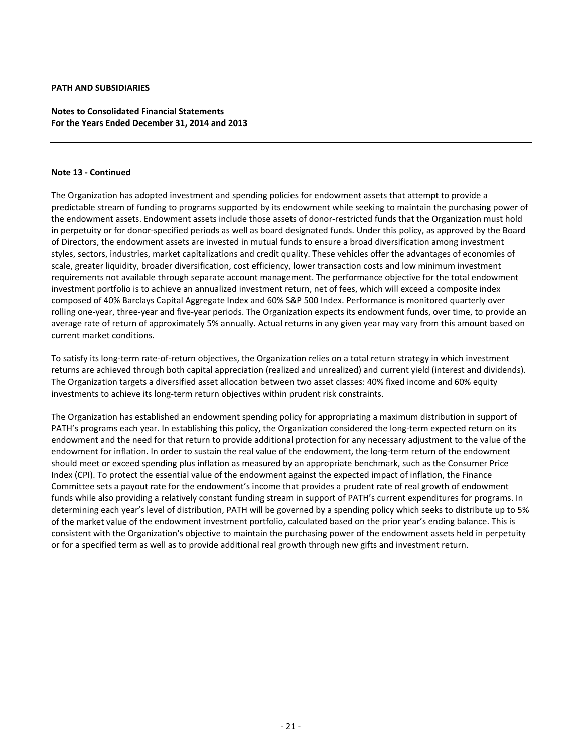**PATH AND SUBSIDIARIES**

**Notes to Consolidated Financial Statements**
**For the Years Ended December 31, 2014 and 2013**

**Note 13 - Continued**

The Organization has adopted investment and spending policies for endowment assets that attempt to provide a predictable stream of funding to programs supported by its endowment while seeking to maintain the purchasing power of the endowment assets. Endowment assets include those assets of donor-restricted funds that the Organization must hold in perpetuity or for donor-specified periods as well as board designated funds. Under this policy, as approved by the Board of Directors, the endowment assets are invested in mutual funds to ensure a broad diversification among investment styles, sectors, industries, market capitalizations and credit quality. These vehicles offer the advantages of economies of scale, greater liquidity, broader diversification, cost efficiency, lower transaction costs and low minimum investment requirements not available through separate account management. The performance objective for the total endowment investment portfolio is to achieve an annualized investment return, net of fees, which will exceed a composite index composed of 40% Barclays Capital Aggregate Index and 60% S&P 500 Index. Performance is monitored quarterly over rolling one-year, three-year and five-year periods. The Organization expects its endowment funds, over time, to provide an average rate of return of approximately 5% annually. Actual returns in any given year may vary from this amount based on current market conditions.

To satisfy its long-term rate-of-return objectives, the Organization relies on a total return strategy in which investment returns are achieved through both capital appreciation (realized and unrealized) and current yield (interest and dividends). The Organization targets a diversified asset allocation between two asset classes: 40% fixed income and 60% equity investments to achieve its long-term return objectives within prudent risk constraints.

The Organization has established an endowment spending policy for appropriating a maximum distribution in support of PATH's programs each year. In establishing this policy, the Organization considered the long-term expected return on its endowment and the need for that return to provide additional protection for any necessary adjustment to the value of the endowment for inflation. In order to sustain the real value of the endowment, the long-term return of the endowment should meet or exceed spending plus inflation as measured by an appropriate benchmark, such as the Consumer Price Index (CPI). To protect the essential value of the endowment against the expected impact of inflation, the Finance Committee sets a payout rate for the endowment's income that provides a prudent rate of real growth of endowment funds while also providing a relatively constant funding stream in support of PATH's current expenditures for programs. In determining each year's level of distribution, PATH will be governed by a spending policy which seeks to distribute up to 5% of the market value of the endowment investment portfolio, calculated based on the prior year's ending balance. This is consistent with the Organization's objective to maintain the purchasing power of the endowment assets held in perpetuity or for a specified term as well as to provide additional real growth through new gifts and investment return.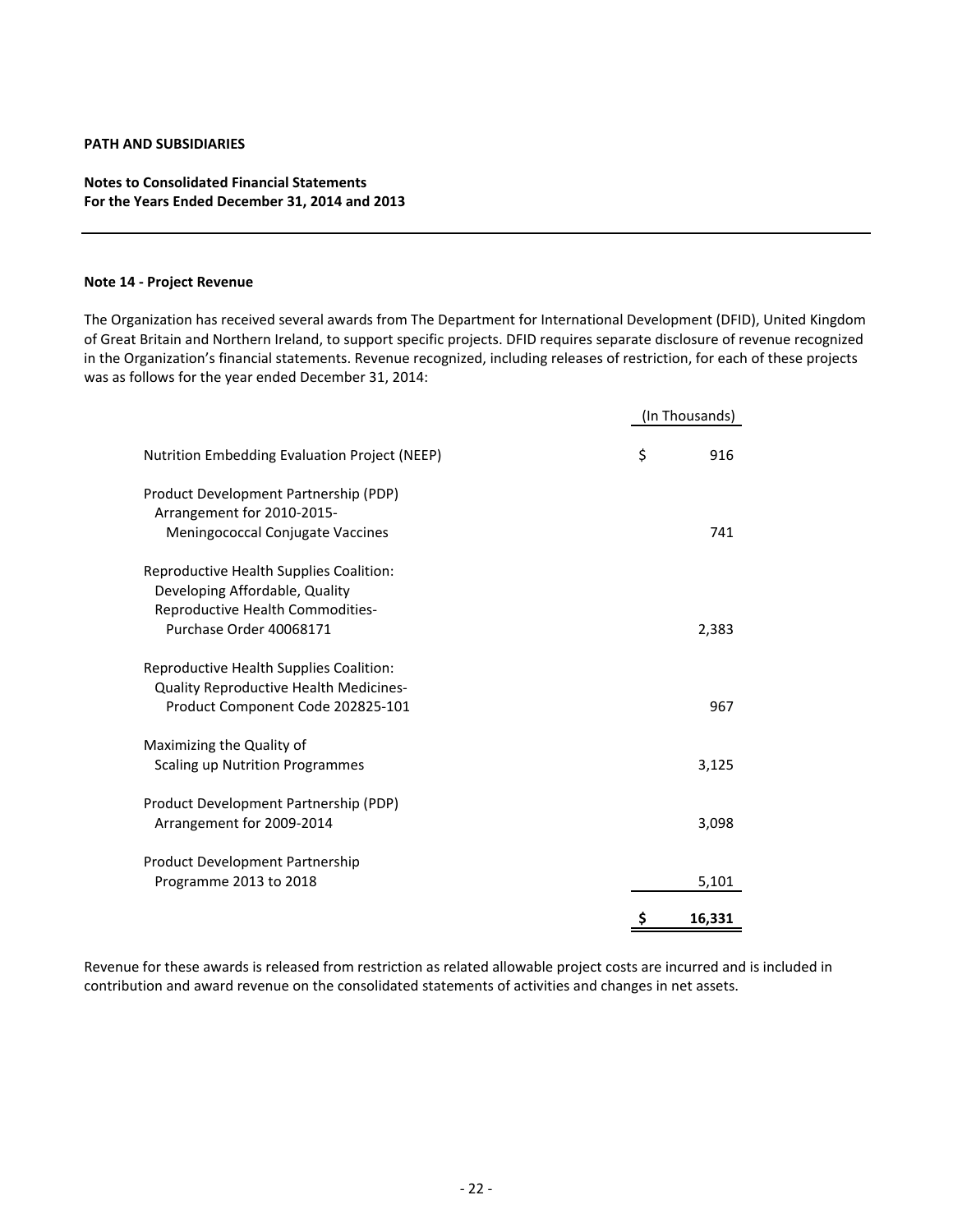**PATH AND SUBSIDIARIES**

**Notes to Consolidated Financial Statements**
**For the Years Ended December 31, 2014 and 2013**

**Note 14 - Project Revenue**

The Organization has received several awards from The Department for International Development (DFID), United Kingdom of Great Britain and Northern Ireland, to support specific projects. DFID requires separate disclosure of revenue recognized in the Organization's financial statements. Revenue recognized, including releases of restriction, for each of these projects was as follows for the year ended December 31, 2014:

| | (In Thousands) |
|---|---|
| Nutrition Embedding Evaluation Project (NEEP) | $ 916 |
| Product Development Partnership (PDP) Arrangement for 2010-2015- Meningococcal Conjugate Vaccines | 741 |
| Reproductive Health Supplies Coalition: Developing Affordable, Quality Reproductive Health Commodities- Purchase Order 40068171 | 2,383 |
| Reproductive Health Supplies Coalition: Quality Reproductive Health Medicines- Product Component Code 202825-101 | 967 |
| Maximizing the Quality of Scaling up Nutrition Programmes | 3,125 |
| Product Development Partnership (PDP) Arrangement for 2009-2014 | 3,098 |
| Product Development Partnership Programme 2013 to 2018 | 5,101 |
| | **$ 16,331** |

Revenue for these awards is released from restriction as related allowable project costs are incurred and is included in contribution and award revenue on the consolidated statements of activities and changes in net assets.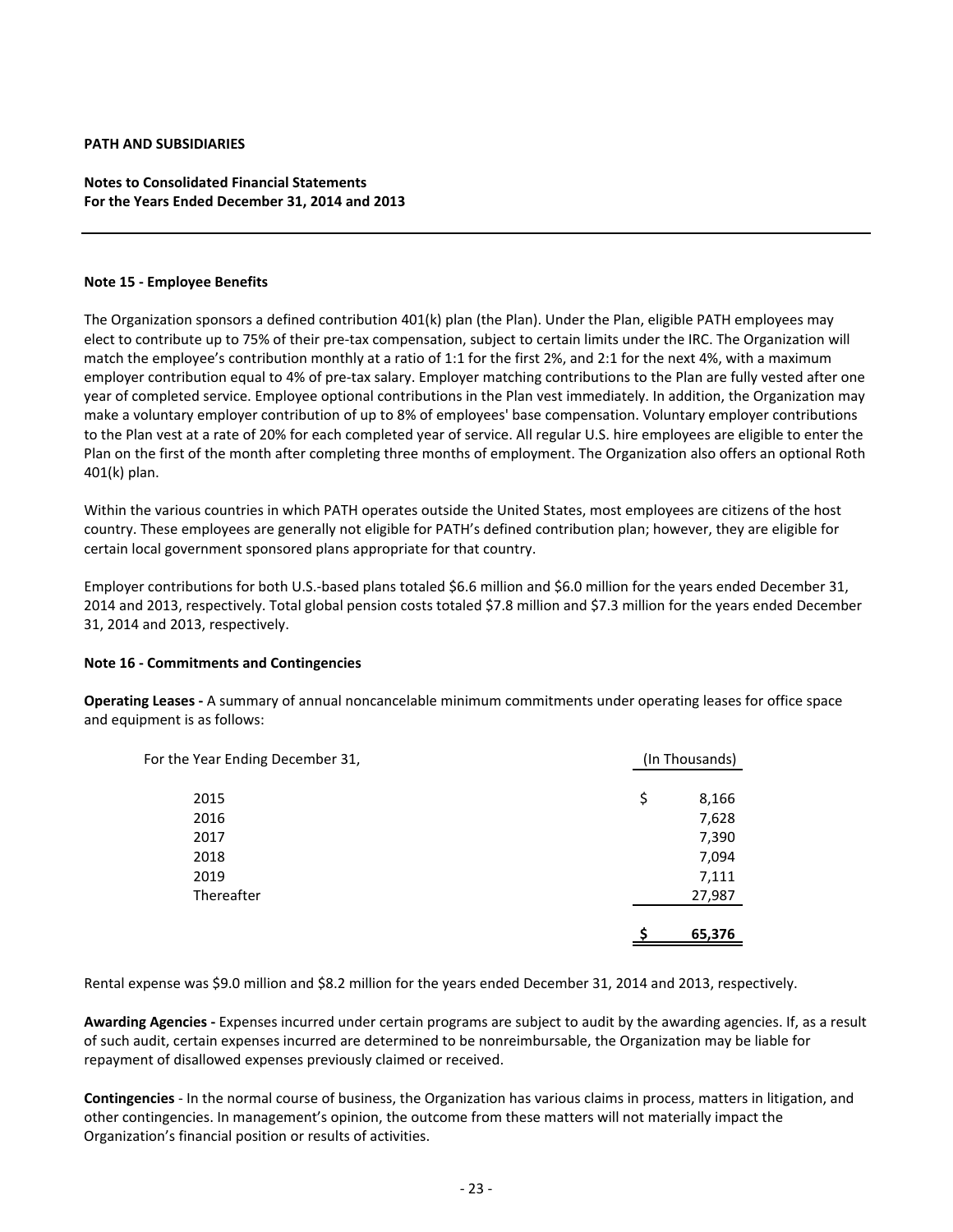**PATH AND SUBSIDIARIES**

**Notes to Consolidated Financial Statements**
**For the Years Ended December 31, 2014 and 2013**

---

**Note 15 - Employee Benefits**

The Organization sponsors a defined contribution 401(k) plan (the Plan). Under the Plan, eligible PATH employees may elect to contribute up to 75% of their pre-tax compensation, subject to certain limits under the IRC. The Organization will match the employee's contribution monthly at a ratio of 1:1 for the first 2%, and 2:1 for the next 4%, with a maximum employer contribution equal to 4% of pre-tax salary. Employer matching contributions to the Plan are fully vested after one year of completed service. Employee optional contributions in the Plan vest immediately. In addition, the Organization may make a voluntary employer contribution of up to 8% of employees' base compensation. Voluntary employer contributions to the Plan vest at a rate of 20% for each completed year of service. All regular U.S. hire employees are eligible to enter the Plan on the first of the month after completing three months of employment. The Organization also offers an optional Roth 401(k) plan.

Within the various countries in which PATH operates outside the United States, most employees are citizens of the host country. These employees are generally not eligible for PATH's defined contribution plan; however, they are eligible for certain local government sponsored plans appropriate for that country.

Employer contributions for both U.S.-based plans totaled $6.6 million and $6.0 million for the years ended December 31, 2014 and 2013, respectively. Total global pension costs totaled $7.8 million and $7.3 million for the years ended December 31, 2014 and 2013, respectively.

**Note 16 - Commitments and Contingencies**

**Operating Leases -** A summary of annual noncancelable minimum commitments under operating leases for office space and equipment is as follows:

| For the Year Ending December 31, | (In Thousands) |
|---|---|
| 2015 | $ 8,166 |
| 2016 | 7,628 |
| 2017 | 7,390 |
| 2018 | 7,094 |
| 2019 | 7,111 |
| Thereafter | 27,987 |
| | $ 65,376 |

Rental expense was $9.0 million and $8.2 million for the years ended December 31, 2014 and 2013, respectively.

**Awarding Agencies -** Expenses incurred under certain programs are subject to audit by the awarding agencies. If, as a result of such audit, certain expenses incurred are determined to be nonreimbursable, the Organization may be liable for repayment of disallowed expenses previously claimed or received.

**Contingencies** - In the normal course of business, the Organization has various claims in process, matters in litigation, and other contingencies. In management's opinion, the outcome from these matters will not materially impact the Organization's financial position or results of activities.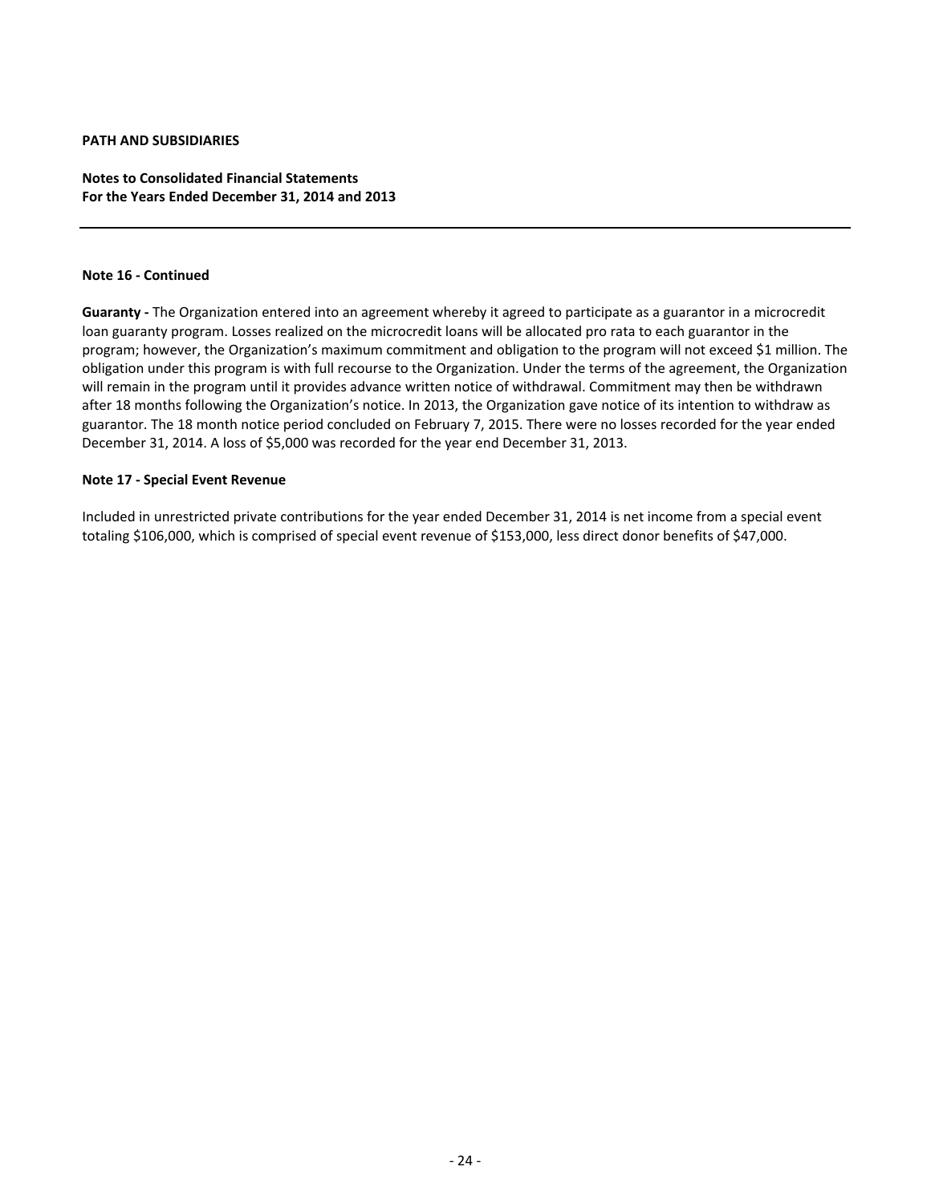**PATH AND SUBSIDIARIES**

**Notes to Consolidated Financial Statements**
**For the Years Ended December 31, 2014 and 2013**

**Note 16 - Continued**

**Guaranty -** The Organization entered into an agreement whereby it agreed to participate as a guarantor in a microcredit loan guaranty program. Losses realized on the microcredit loans will be allocated pro rata to each guarantor in the program; however, the Organization's maximum commitment and obligation to the program will not exceed $1 million. The obligation under this program is with full recourse to the Organization. Under the terms of the agreement, the Organization will remain in the program until it provides advance written notice of withdrawal. Commitment may then be withdrawn after 18 months following the Organization's notice. In 2013, the Organization gave notice of its intention to withdraw as guarantor. The 18 month notice period concluded on February 7, 2015. There were no losses recorded for the year ended December 31, 2014. A loss of $5,000 was recorded for the year end December 31, 2013.

**Note 17 - Special Event Revenue**

Included in unrestricted private contributions for the year ended December 31, 2014 is net income from a special event totaling $106,000, which is comprised of special event revenue of $153,000, less direct donor benefits of $47,000.